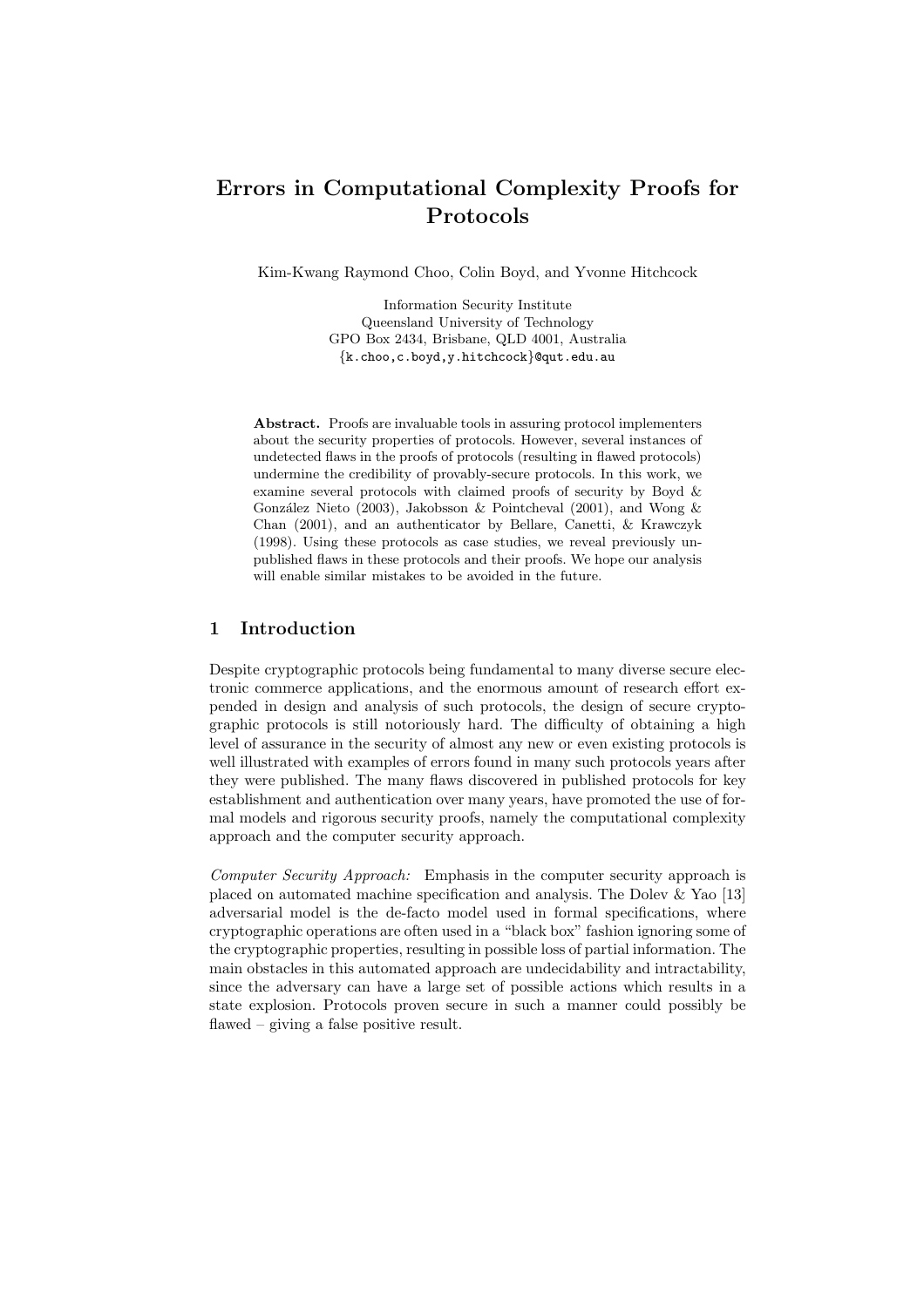# Errors in Computational Complexity Proofs for Protocols

Kim-Kwang Raymond Choo, Colin Boyd, and Yvonne Hitchcock

Information Security Institute
Queensland University of Technology
GPO Box 2434, Brisbane, QLD 4001, Australia
{k.choo,c.boyd,y.hitchcock}@qut.edu.au

**Abstract.** Proofs are invaluable tools in assuring protocol implementers about the security properties of protocols. However, several instances of undetected flaws in the proofs of protocols (resulting in flawed protocols) undermine the credibility of provably-secure protocols. In this work, we examine several protocols with claimed proofs of security by Boyd & González Nieto (2003), Jakobsson & Pointcheval (2001), and Wong & Chan (2001), and an authenticator by Bellare, Canetti, & Krawczyk (1998). Using these protocols as case studies, we reveal previously unpublished flaws in these protocols and their proofs. We hope our analysis will enable similar mistakes to be avoided in the future.

## 1 Introduction

Despite cryptographic protocols being fundamental to many diverse secure electronic commerce applications, and the enormous amount of research effort expended in design and analysis of such protocols, the design of secure cryptographic protocols is still notoriously hard. The difficulty of obtaining a high level of assurance in the security of almost any new or even existing protocols is well illustrated with examples of errors found in many such protocols years after they were published. The many flaws discovered in published protocols for key establishment and authentication over many years, have promoted the use of formal models and rigorous security proofs, namely the computational complexity approach and the computer security approach.

*Computer Security Approach:* Emphasis in the computer security approach is placed on automated machine specification and analysis. The Dolev & Yao [13] adversarial model is the de-facto model used in formal specifications, where cryptographic operations are often used in a "black box" fashion ignoring some of the cryptographic properties, resulting in possible loss of partial information. The main obstacles in this automated approach are undecidability and intractability, since the adversary can have a large set of possible actions which results in a state explosion. Protocols proven secure in such a manner could possibly be flawed – giving a false positive result.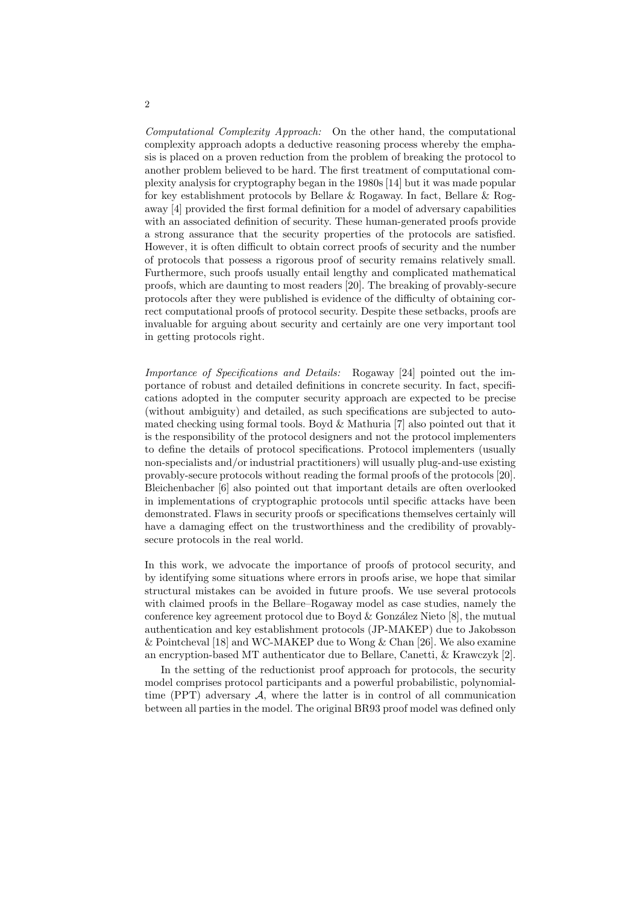*Computational Complexity Approach:* On the other hand, the computational complexity approach adopts a deductive reasoning process whereby the emphasis is placed on a proven reduction from the problem of breaking the protocol to another problem believed to be hard. The first treatment of computational complexity analysis for cryptography began in the 1980s [14] but it was made popular for key establishment protocols by Bellare & Rogaway. In fact, Bellare & Rogaway [4] provided the first formal definition for a model of adversary capabilities with an associated definition of security. These human-generated proofs provide a strong assurance that the security properties of the protocols are satisfied. However, it is often difficult to obtain correct proofs of security and the number of protocols that possess a rigorous proof of security remains relatively small. Furthermore, such proofs usually entail lengthy and complicated mathematical proofs, which are daunting to most readers [20]. The breaking of provably-secure protocols after they were published is evidence of the difficulty of obtaining correct computational proofs of protocol security. Despite these setbacks, proofs are invaluable for arguing about security and certainly are one very important tool in getting protocols right.

*Importance of Specifications and Details:* Rogaway [24] pointed out the importance of robust and detailed definitions in concrete security. In fact, specifications adopted in the computer security approach are expected to be precise (without ambiguity) and detailed, as such specifications are subjected to automated checking using formal tools. Boyd & Mathuria [7] also pointed out that it is the responsibility of the protocol designers and not the protocol implementers to define the details of protocol specifications. Protocol implementers (usually non-specialists and/or industrial practitioners) will usually plug-and-use existing provably-secure protocols without reading the formal proofs of the protocols [20]. Bleichenbacher [6] also pointed out that important details are often overlooked in implementations of cryptographic protocols until specific attacks have been demonstrated. Flaws in security proofs or specifications themselves certainly will have a damaging effect on the trustworthiness and the credibility of provably-secure protocols in the real world.

In this work, we advocate the importance of proofs of protocol security, and by identifying some situations where errors in proofs arise, we hope that similar structural mistakes can be avoided in future proofs. We use several protocols with claimed proofs in the Bellare–Rogaway model as case studies, namely the conference key agreement protocol due to Boyd & González Nieto [8], the mutual authentication and key establishment protocols (JP-MAKEP) due to Jakobsson & Pointcheval [18] and WC-MAKEP due to Wong & Chan [26]. We also examine an encryption-based MT authenticator due to Bellare, Canetti, & Krawczyk [2].

In the setting of the reductionist proof approach for protocols, the security model comprises protocol participants and a powerful probabilistic, polynomial-time (PPT) adversary $\mathcal{A}$, where the latter is in control of all communication between all parties in the model. The original BR93 proof model was defined only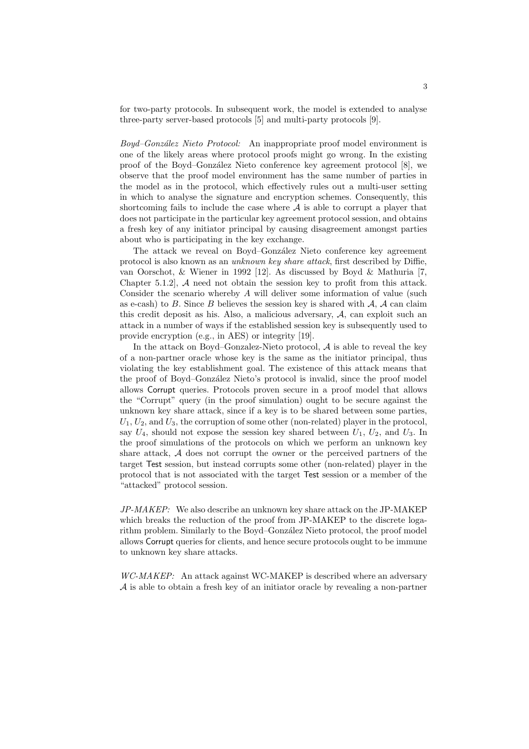for two-party protocols. In subsequent work, the model is extended to analyse three-party server-based protocols [5] and multi-party protocols [9].

*Boyd–González Nieto Protocol:* An inappropriate proof model environment is one of the likely areas where protocol proofs might go wrong. In the existing proof of the Boyd–González Nieto conference key agreement protocol [8], we observe that the proof model environment has the same number of parties in the model as in the protocol, which effectively rules out a multi-user setting in which to analyse the signature and encryption schemes. Consequently, this shortcoming fails to include the case where $\mathcal{A}$ is able to corrupt a player that does not participate in the particular key agreement protocol session, and obtains a fresh key of any initiator principal by causing disagreement amongst parties about who is participating in the key exchange.

The attack we reveal on Boyd–González Nieto conference key agreement protocol is also known as an *unknown key share attack*, first described by Diffie, van Oorschot, & Wiener in 1992 [12]. As discussed by Boyd & Mathuria [7, Chapter 5.1.2], $\mathcal{A}$ need not obtain the session key to profit from this attack. Consider the scenario whereby $A$ will deliver some information of value (such as e-cash) to $B$. Since $B$ believes the session key is shared with $\mathcal{A}$, $\mathcal{A}$ can claim this credit deposit as his. Also, a malicious adversary, $\mathcal{A}$, can exploit such an attack in a number of ways if the established session key is subsequently used to provide encryption (e.g., in AES) or integrity [19].

In the attack on Boyd–Gonzalez-Nieto protocol, $\mathcal{A}$ is able to reveal the key of a non-partner oracle whose key is the same as the initiator principal, thus violating the key establishment goal. The existence of this attack means that the proof of Boyd–González Nieto's protocol is invalid, since the proof model allows Corrupt queries. Protocols proven secure in a proof model that allows the "Corrupt" query (in the proof simulation) ought to be secure against the unknown key share attack, since if a key is to be shared between some parties, $U_1$, $U_2$, and $U_3$, the corruption of some other (non-related) player in the protocol, say $U_4$, should not expose the session key shared between $U_1$, $U_2$, and $U_3$. In the proof simulations of the protocols on which we perform an unknown key share attack, $\mathcal{A}$ does not corrupt the owner or the perceived partners of the target Test session, but instead corrupts some other (non-related) player in the protocol that is not associated with the target Test session or a member of the "attacked" protocol session.

*JP-MAKEP:* We also describe an unknown key share attack on the JP-MAKEP which breaks the reduction of the proof from JP-MAKEP to the discrete logarithm problem. Similarly to the Boyd–González Nieto protocol, the proof model allows Corrupt queries for clients, and hence secure protocols ought to be immune to unknown key share attacks.

*WC-MAKEP:* An attack against WC-MAKEP is described where an adversary $\mathcal{A}$ is able to obtain a fresh key of an initiator oracle by revealing a non-partner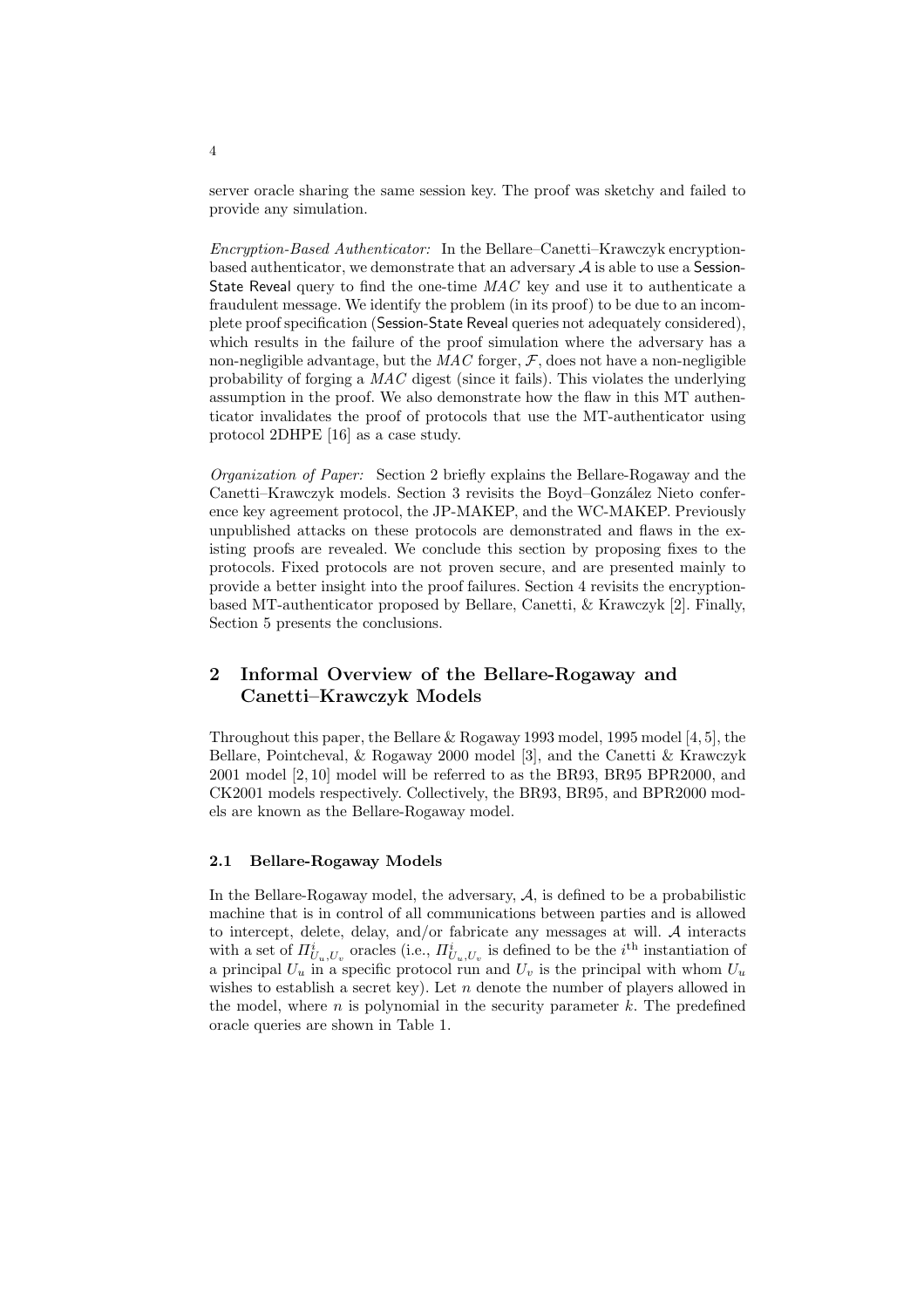server oracle sharing the same session key. The proof was sketchy and failed to provide any simulation.

*Encryption-Based Authenticator:* In the Bellare–Canetti–Krawczyk encryption-based authenticator, we demonstrate that an adversary $\mathcal{A}$ is able to use a Session-State Reveal query to find the one-time $MAC$ key and use it to authenticate a fraudulent message. We identify the problem (in its proof) to be due to an incomplete proof specification (Session-State Reveal queries not adequately considered), which results in the failure of the proof simulation where the adversary has a non-negligible advantage, but the $MAC$ forger, $\mathcal{F}$, does not have a non-negligible probability of forging a $MAC$ digest (since it fails). This violates the underlying assumption in the proof. We also demonstrate how the flaw in this MT authenticator invalidates the proof of protocols that use the MT-authenticator using protocol 2DHPE [16] as a case study.

*Organization of Paper:* Section 2 briefly explains the Bellare-Rogaway and the Canetti–Krawczyk models. Section 3 revisits the Boyd–González Nieto conference key agreement protocol, the JP-MAKEP, and the WC-MAKEP. Previously unpublished attacks on these protocols are demonstrated and flaws in the existing proofs are revealed. We conclude this section by proposing fixes to the protocols. Fixed protocols are not proven secure, and are presented mainly to provide a better insight into the proof failures. Section 4 revisits the encryption-based MT-authenticator proposed by Bellare, Canetti, & Krawczyk [2]. Finally, Section 5 presents the conclusions.

## 2 Informal Overview of the Bellare-Rogaway and Canetti–Krawczyk Models

Throughout this paper, the Bellare & Rogaway 1993 model, 1995 model [4, 5], the Bellare, Pointcheval, & Rogaway 2000 model [3], and the Canetti & Krawczyk 2001 model [2, 10] model will be referred to as the BR93, BR95 BPR2000, and CK2001 models respectively. Collectively, the BR93, BR95, and BPR2000 models are known as the Bellare-Rogaway model.

### 2.1 Bellare-Rogaway Models

In the Bellare-Rogaway model, the adversary, $\mathcal{A}$, is defined to be a probabilistic machine that is in control of all communications between parties and is allowed to intercept, delete, delay, and/or fabricate any messages at will. $\mathcal{A}$ interacts with a set of $\Pi^i_{U_u,U_v}$ oracles (i.e., $\Pi^i_{U_u,U_v}$ is defined to be the $i^{\text{th}}$ instantiation of a principal $U_u$ in a specific protocol run and $U_v$ is the principal with whom $U_u$ wishes to establish a secret key). Let $n$ denote the number of players allowed in the model, where $n$ is polynomial in the security parameter $k$. The predefined oracle queries are shown in Table 1.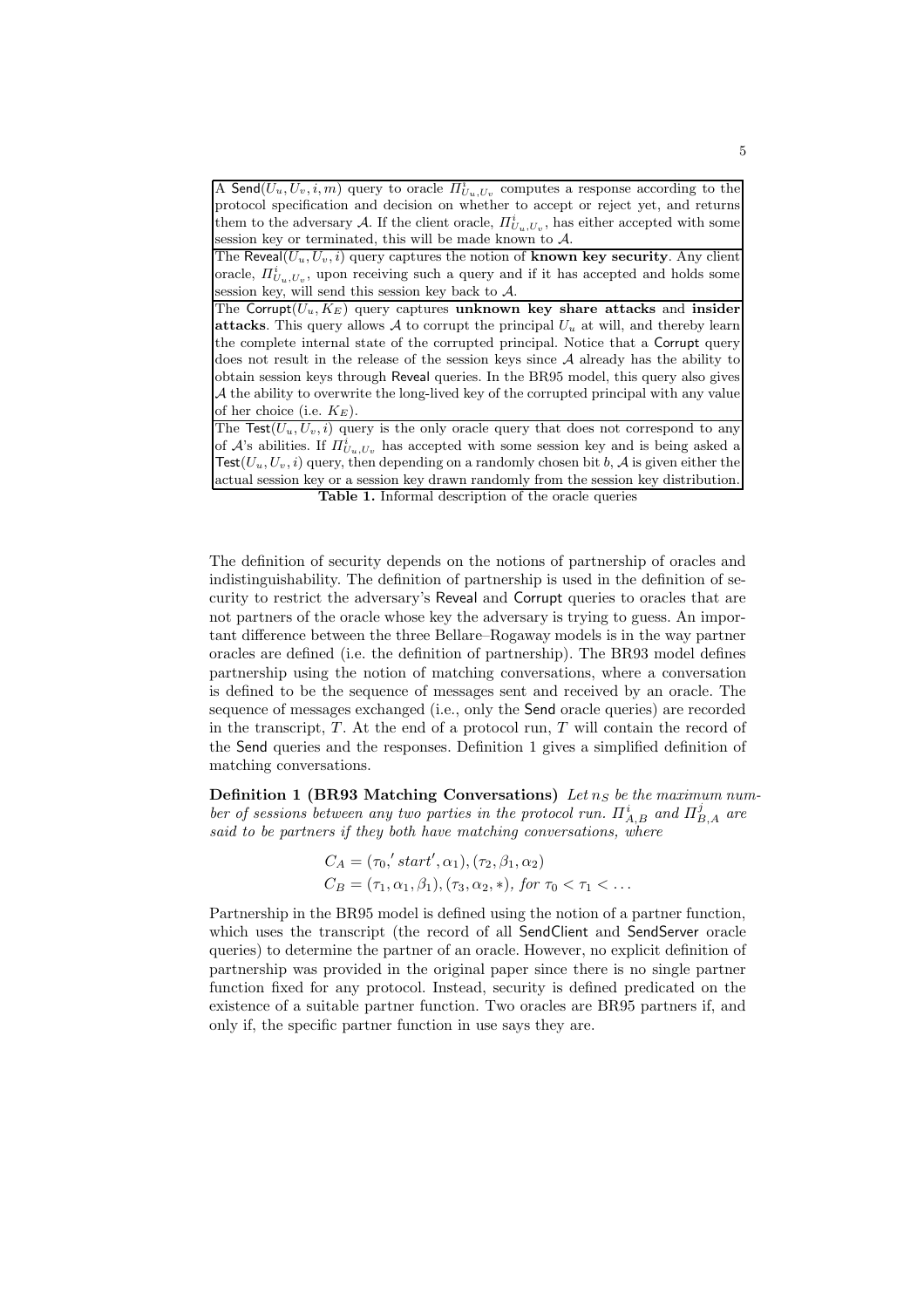| |
|---|
| A $\mathsf{Send}(U_u, U_v, i, m)$ query to oracle $\Pi^i_{U_u,U_v}$ computes a response according to the protocol specification and decision on whether to accept or reject yet, and returns them to the adversary $\mathcal{A}$. If the client oracle, $\Pi^i_{U_u,U_v}$, has either accepted with some session key or terminated, this will be made known to $\mathcal{A}$. |
| The $\mathsf{Reveal}(U_u, U_v, i)$ query captures the notion of **known key security**. Any client oracle, $\Pi^i_{U_u,U_v}$, upon receiving such a query and if it has accepted and holds some session key, will send this session key back to $\mathcal{A}$. |
| The $\mathsf{Corrupt}(U_u, K_E)$ query captures **unknown key share attacks** and **insider attacks**. This query allows $\mathcal{A}$ to corrupt the principal $U_u$ at will, and thereby learn the complete internal state of the corrupted principal. Notice that a $\mathsf{Corrupt}$ query does not result in the release of the session keys since $\mathcal{A}$ already has the ability to obtain session keys through $\mathsf{Reveal}$ queries. In the BR95 model, this query also gives $\mathcal{A}$ the ability to overwrite the long-lived key of the corrupted principal with any value of her choice (i.e. $K_E$). |
| The $\mathsf{Test}(U_u, U_v, i)$ query is the only oracle query that does not correspond to any of $\mathcal{A}$'s abilities. If $\Pi^i_{U_u,U_v}$ has accepted with some session key and is being asked a $\mathsf{Test}(U_u, U_v, i)$ query, then depending on a randomly chosen bit $b$, $\mathcal{A}$ is given either the actual session key or a session key drawn randomly from the session key distribution. |

**Table 1.** Informal description of the oracle queries

The definition of security depends on the notions of partnership of oracles and indistinguishability. The definition of partnership is used in the definition of security to restrict the adversary's Reveal and Corrupt queries to oracles that are not partners of the oracle whose key the adversary is trying to guess. An important difference between the three Bellare–Rogaway models is in the way partner oracles are defined (i.e. the definition of partnership). The BR93 model defines partnership using the notion of matching conversations, where a conversation is defined to be the sequence of messages sent and received by an oracle. The sequence of messages exchanged (i.e., only the Send oracle queries) are recorded in the transcript, $T$. At the end of a protocol run, $T$ will contain the record of the Send queries and the responses. Definition 1 gives a simplified definition of matching conversations.

**Definition 1 (BR93 Matching Conversations)** *Let $n_S$ be the maximum number of sessions between any two parties in the protocol run. $\Pi^i_{A,B}$ and $\Pi^j_{B,A}$ are said to be partners if they both have matching conversations, where*

$$C_A = (\tau_0, 'start', \alpha_1), (\tau_2, \beta_1, \alpha_2)$$
$$C_B = (\tau_1, \alpha_1, \beta_1), (\tau_3, \alpha_2, *), \text{ for } \tau_0 < \tau_1 < \ldots$$

Partnership in the BR95 model is defined using the notion of a partner function, which uses the transcript (the record of all SendClient and SendServer oracle queries) to determine the partner of an oracle. However, no explicit definition of partnership was provided in the original paper since there is no single partner function fixed for any protocol. Instead, security is defined predicated on the existence of a suitable partner function. Two oracles are BR95 partners if, and only if, the specific partner function in use says they are.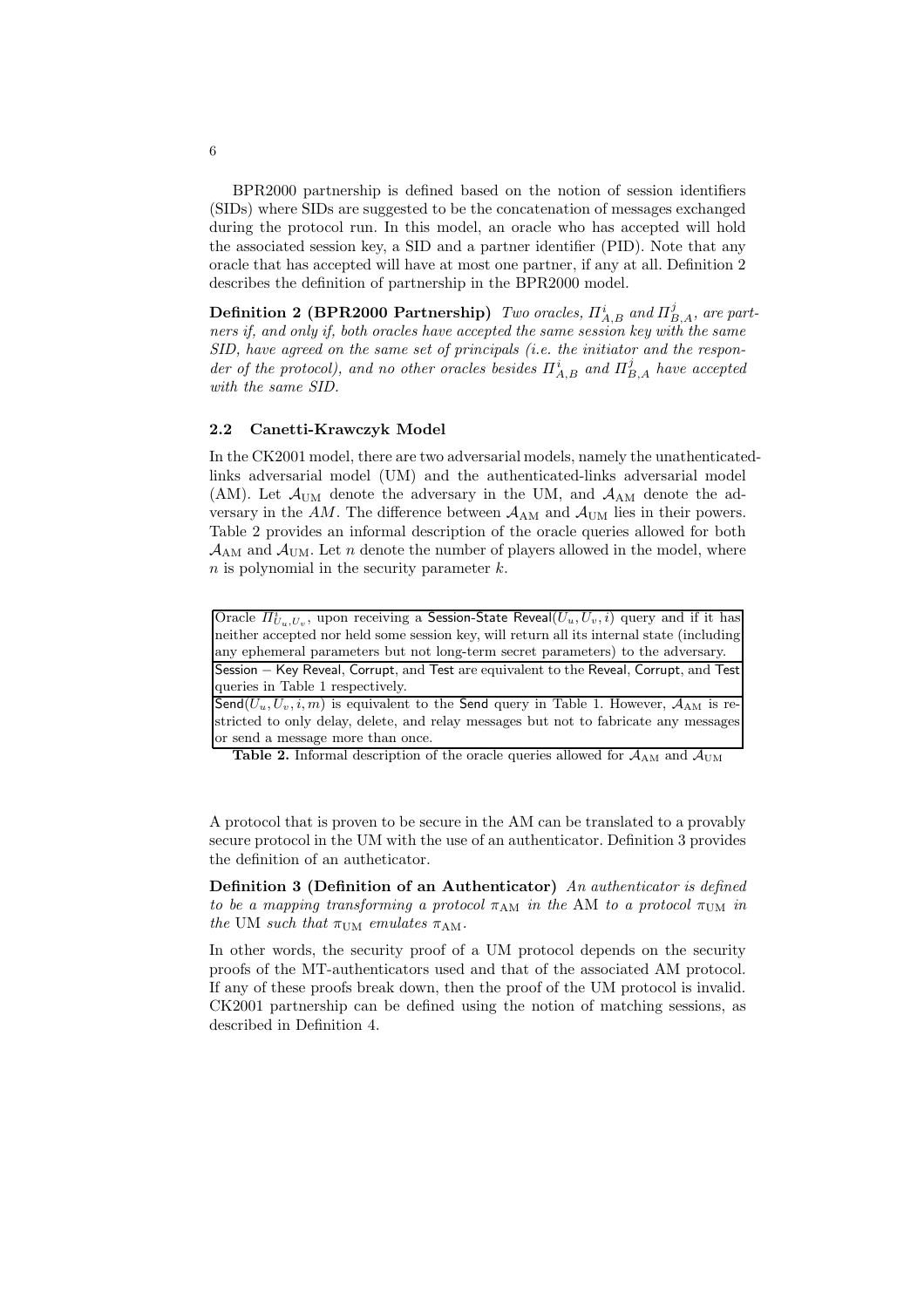BPR2000 partnership is defined based on the notion of session identifiers (SIDs) where SIDs are suggested to be the concatenation of messages exchanged during the protocol run. In this model, an oracle who has accepted will hold the associated session key, a SID and a partner identifier (PID). Note that any oracle that has accepted will have at most one partner, if any at all. Definition 2 describes the definition of partnership in the BPR2000 model.

**Definition 2 (BPR2000 Partnership)** *Two oracles, $\Pi^i_{A,B}$ and $\Pi^j_{B,A}$, are partners if, and only if, both oracles have accepted the same session key with the same SID, have agreed on the same set of principals (i.e. the initiator and the responder of the protocol), and no other oracles besides $\Pi^i_{A,B}$ and $\Pi^j_{B,A}$ have accepted with the same SID.*

### 2.2 Canetti-Krawczyk Model

In the CK2001 model, there are two adversarial models, namely the unauthenticated-links adversarial model (UM) and the authenticated-links adversarial model (AM). Let $\mathcal{A}_{\mathrm{UM}}$ denote the adversary in the UM, and $\mathcal{A}_{\mathrm{AM}}$ denote the adversary in the $AM$. The difference between $\mathcal{A}_{\mathrm{AM}}$ and $\mathcal{A}_{\mathrm{UM}}$ lies in their powers. Table 2 provides an informal description of the oracle queries allowed for both $\mathcal{A}_{\mathrm{AM}}$ and $\mathcal{A}_{\mathrm{UM}}$. Let $n$ denote the number of players allowed in the model, where $n$ is polynomial in the security parameter $k$.

| |
|---|
| Oracle $\Pi^i_{U_u,U_v}$, upon receiving a Session-State Reveal$(U_u, U_v, i)$ query and if it has neither accepted nor held some session key, will return all its internal state (including any ephemeral parameters but not long-term secret parameters) to the adversary. |
| Session − Key Reveal, Corrupt, and Test are equivalent to the Reveal, Corrupt, and Test queries in Table 1 respectively. |
| Send$(U_u, U_v, i, m)$ is equivalent to the Send query in Table 1. However, $\mathcal{A}_{\mathrm{AM}}$ is restricted to only delay, delete, and relay messages but not to fabricate any messages or send a message more than once. |

**Table 2.** Informal description of the oracle queries allowed for $\mathcal{A}_{\mathrm{AM}}$ and $\mathcal{A}_{\mathrm{UM}}$

A protocol that is proven to be secure in the AM can be translated to a provably secure protocol in the UM with the use of an authenticator. Definition 3 provides the definition of an autheticator.

**Definition 3 (Definition of an Authenticator)** *An authenticator is defined to be a mapping transforming a protocol $\pi_{\mathrm{AM}}$ in the* AM *to a protocol $\pi_{\mathrm{UM}}$ in the* UM *such that $\pi_{\mathrm{UM}}$ emulates $\pi_{\mathrm{AM}}$.*

In other words, the security proof of a UM protocol depends on the security proofs of the MT-authenticators used and that of the associated AM protocol. If any of these proofs break down, then the proof of the UM protocol is invalid. CK2001 partnership can be defined using the notion of matching sessions, as described in Definition 4.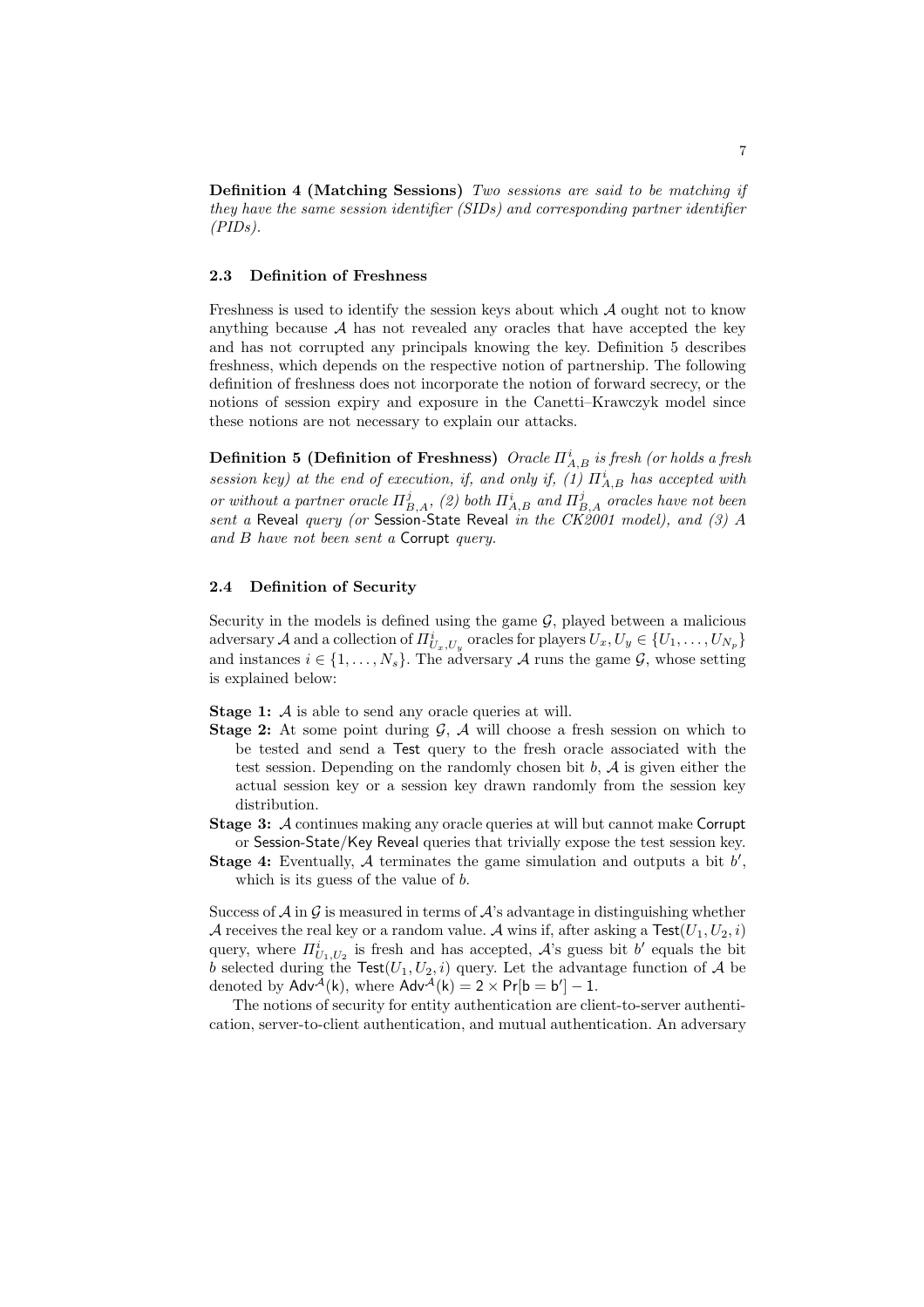**Definition 4 (Matching Sessions)** *Two sessions are said to be matching if they have the same session identifier (SIDs) and corresponding partner identifier (PIDs).*

### 2.3 Definition of Freshness

Freshness is used to identify the session keys about which $\mathcal{A}$ ought not to know anything because $\mathcal{A}$ has not revealed any oracles that have accepted the key and has not corrupted any principals knowing the key. Definition 5 describes freshness, which depends on the respective notion of partnership. The following definition of freshness does not incorporate the notion of forward secrecy, or the notions of session expiry and exposure in the Canetti–Krawczyk model since these notions are not necessary to explain our attacks.

**Definition 5 (Definition of Freshness)** *Oracle $\Pi^i_{A,B}$ is fresh (or holds a fresh session key) at the end of execution, if, and only if, (1) $\Pi^i_{A,B}$ has accepted with or without a partner oracle $\Pi^j_{B,A}$, (2) both $\Pi^i_{A,B}$ and $\Pi^j_{B,A}$ oracles have not been sent a* Reveal *query (or* Session-State Reveal *in the CK2001 model), and (3) $A$ and $B$ have not been sent a* Corrupt *query.*

### 2.4 Definition of Security

Security in the models is defined using the game $\mathcal{G}$, played between a malicious adversary $\mathcal{A}$ and a collection of $\Pi^i_{U_x,U_y}$ oracles for players $U_x, U_y \in \{U_1, \ldots, U_{N_p}\}$ and instances $i \in \{1, \ldots, N_s\}$. The adversary $\mathcal{A}$ runs the game $\mathcal{G}$, whose setting is explained below:

**Stage 1:** $\mathcal{A}$ is able to send any oracle queries at will.

**Stage 2:** At some point during $\mathcal{G}$, $\mathcal{A}$ will choose a fresh session on which to be tested and send a Test query to the fresh oracle associated with the test session. Depending on the randomly chosen bit $b$, $\mathcal{A}$ is given either the actual session key or a session key drawn randomly from the session key distribution.

**Stage 3:** $\mathcal{A}$ continues making any oracle queries at will but cannot make Corrupt or Session-State/Key Reveal queries that trivially expose the test session key.

**Stage 4:** Eventually, $\mathcal{A}$ terminates the game simulation and outputs a bit $b'$, which is its guess of the value of $b$.

Success of $\mathcal{A}$ in $\mathcal{G}$ is measured in terms of $\mathcal{A}$'s advantage in distinguishing whether $\mathcal{A}$ receives the real key or a random value. $\mathcal{A}$ wins if, after asking a $\mathsf{Test}(U_1, U_2, i)$ query, where $\Pi^i_{U_1,U_2}$ is fresh and has accepted, $\mathcal{A}$'s guess bit $b'$ equals the bit $b$ selected during the $\mathsf{Test}(U_1, U_2, i)$ query. Let the advantage function of $\mathcal{A}$ be denoted by $\mathsf{Adv}^{\mathcal{A}}(\mathsf{k})$, where $\mathsf{Adv}^{\mathcal{A}}(\mathsf{k}) = 2 \times \mathsf{Pr}[\mathsf{b} = \mathsf{b}'] - 1$.

The notions of security for entity authentication are client-to-server authentication, server-to-client authentication, and mutual authentication. An adversary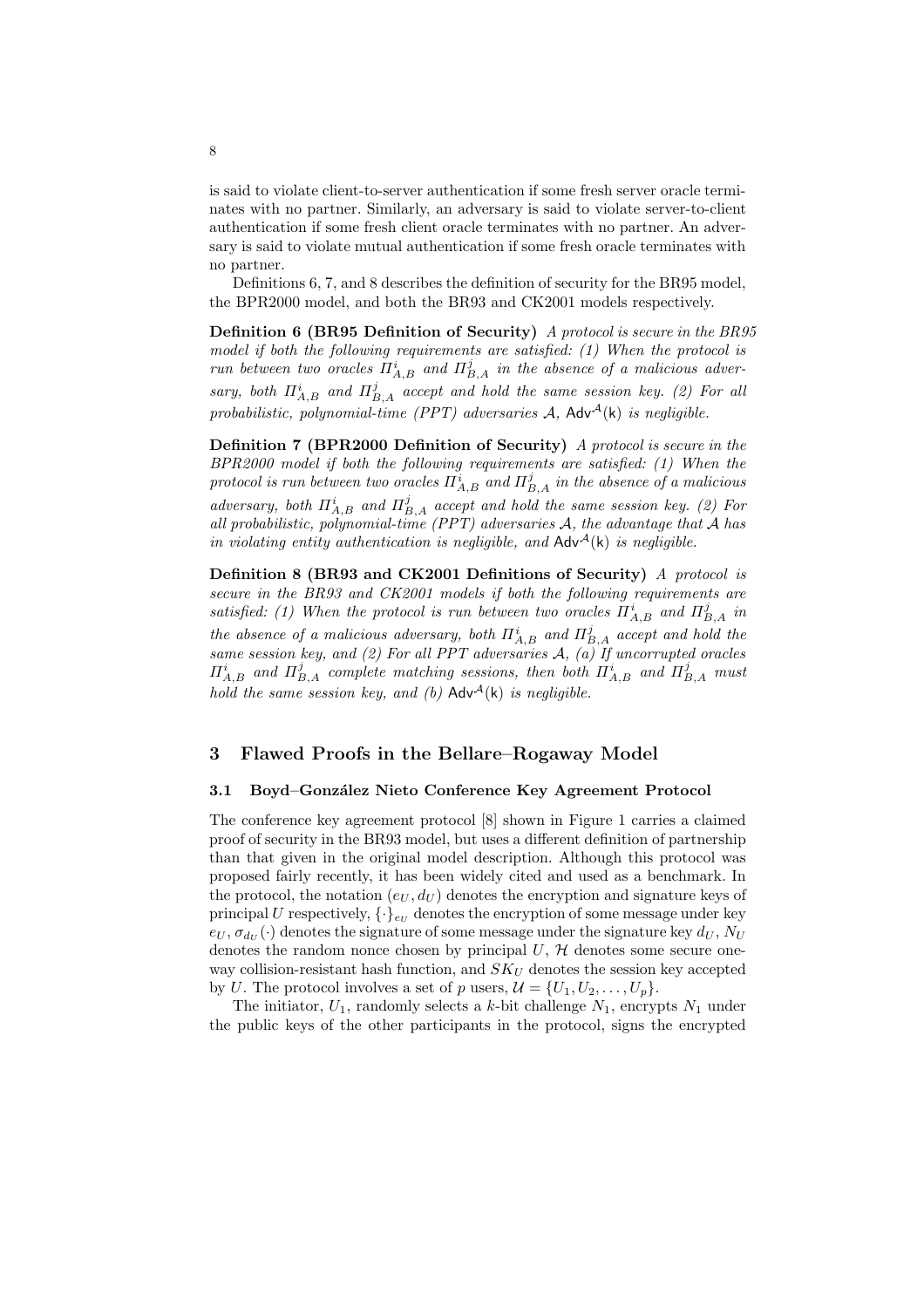is said to violate client-to-server authentication if some fresh server oracle terminates with no partner. Similarly, an adversary is said to violate server-to-client authentication if some fresh client oracle terminates with no partner. An adversary is said to violate mutual authentication if some fresh oracle terminates with no partner.

Definitions 6, 7, and 8 describes the definition of security for the BR95 model, the BPR2000 model, and both the BR93 and CK2001 models respectively.

**Definition 6 (BR95 Definition of Security)** *A protocol is secure in the BR95 model if both the following requirements are satisfied: (1) When the protocol is run between two oracles $\Pi^i_{A,B}$ and $\Pi^j_{B,A}$ in the absence of a malicious adversary, both $\Pi^i_{A,B}$ and $\Pi^j_{B,A}$ accept and hold the same session key. (2) For all probabilistic, polynomial-time (PPT) adversaries $\mathcal{A}$, $\mathsf{Adv}^{\mathcal{A}}(\mathsf{k})$ is negligible.*

**Definition 7 (BPR2000 Definition of Security)** *A protocol is secure in the BPR2000 model if both the following requirements are satisfied: (1) When the protocol is run between two oracles $\Pi^i_{A,B}$ and $\Pi^j_{B,A}$ in the absence of a malicious adversary, both $\Pi^i_{A,B}$ and $\Pi^j_{B,A}$ accept and hold the same session key. (2) For all probabilistic, polynomial-time (PPT) adversaries $\mathcal{A}$, the advantage that $\mathcal{A}$ has in violating entity authentication is negligible, and $\mathsf{Adv}^{\mathcal{A}}(\mathsf{k})$ is negligible.*

**Definition 8 (BR93 and CK2001 Definitions of Security)** *A protocol is secure in the BR93 and CK2001 models if both the following requirements are satisfied: (1) When the protocol is run between two oracles $\Pi^i_{A,B}$ and $\Pi^j_{B,A}$ in the absence of a malicious adversary, both $\Pi^i_{A,B}$ and $\Pi^j_{B,A}$ accept and hold the same session key, and (2) For all PPT adversaries $\mathcal{A}$, (a) If uncorrupted oracles $\Pi^i_{A,B}$ and $\Pi^j_{B,A}$ complete matching sessions, then both $\Pi^i_{A,B}$ and $\Pi^j_{B,A}$ must hold the same session key, and (b) $\mathsf{Adv}^{\mathcal{A}}(\mathsf{k})$ is negligible.*

## 3 Flawed Proofs in the Bellare–Rogaway Model

### 3.1 Boyd–González Nieto Conference Key Agreement Protocol

The conference key agreement protocol [8] shown in Figure 1 carries a claimed proof of security in the BR93 model, but uses a different definition of partnership than that given in the original model description. Although this protocol was proposed fairly recently, it has been widely cited and used as a benchmark. In the protocol, the notation $(e_U, d_U)$ denotes the encryption and signature keys of principal $U$ respectively, $\{\cdot\}_{e_U}$ denotes the encryption of some message under key $e_U$, $\sigma_{d_U}(\cdot)$ denotes the signature of some message under the signature key $d_U$, $N_U$ denotes the random nonce chosen by principal $U$, $\mathcal{H}$ denotes some secure one-way collision-resistant hash function, and $SK_U$ denotes the session key accepted by $U$. The protocol involves a set of $p$ users, $\mathcal{U} = \{U_1, U_2, \ldots, U_p\}$.

The initiator, $U_1$, randomly selects a $k$-bit challenge $N_1$, encrypts $N_1$ under the public keys of the other participants in the protocol, signs the encrypted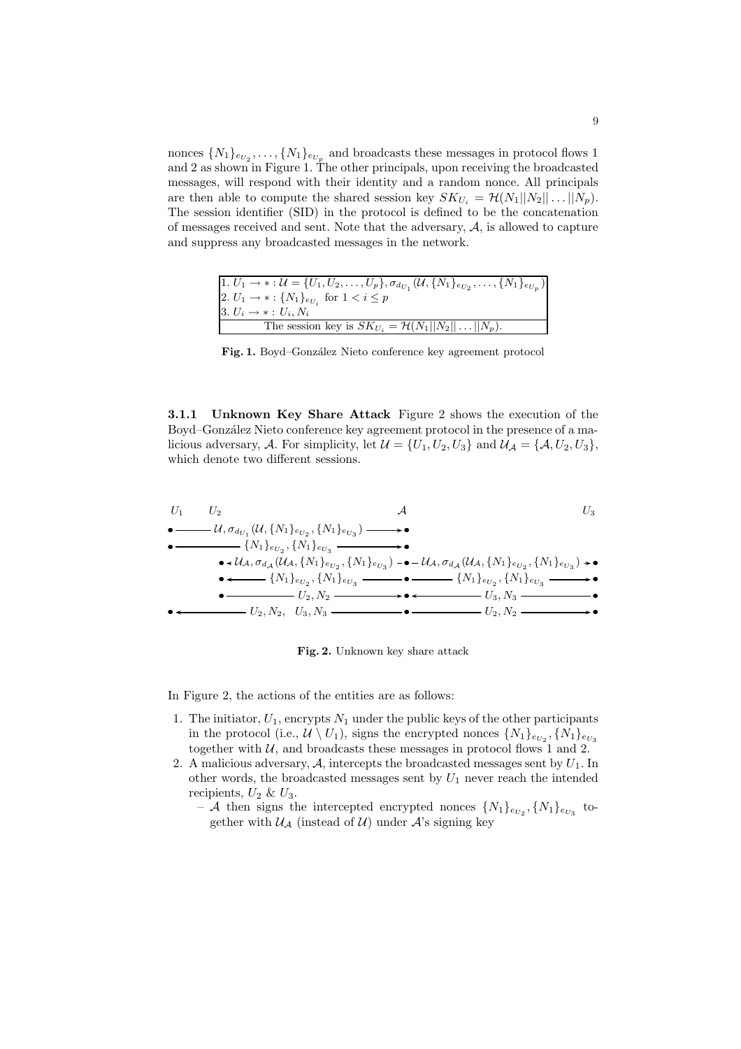nonces $\{N_1\}_{e_{U_2}}, \ldots, \{N_1\}_{e_{U_p}}$ and broadcasts these messages in protocol flows 1 and 2 as shown in Figure 1. The other principals, upon receiving the broadcasted messages, will respond with their identity and a random nonce. All principals are then able to compute the shared session key $SK_{U_i} = \mathcal{H}(N_1||N_2||\ldots||N_p)$. The session identifier (SID) in the protocol is defined to be the concatenation of messages received and sent. Note that the adversary, $\mathcal{A}$, is allowed to capture and suppress any broadcasted messages in the network.

| 1. $U_1 \rightarrow * : \mathcal{U} = \{U_1, U_2, \ldots, U_p\}, \sigma_{d_{U_1}}(\mathcal{U}, \{N_1\}_{e_{U_2}}, \ldots, \{N_1\}_{e_{U_p}})$ |
|---|
| 2. $U_1 \rightarrow * : \{N_1\}_{e_{U_i}}$ for $1 < i \leq p$ |
| 3. $U_i \rightarrow * : U_i, N_i$ |
| The session key is $SK_{U_i} = \mathcal{H}(N_1\|\|N_2\|\|\ldots\|\|N_p)$. |

**Fig. 1.** Boyd–González Nieto conference key agreement protocol

**3.1.1 Unknown Key Share Attack** Figure 2 shows the execution of the Boyd–González Nieto conference key agreement protocol in the presence of a malicious adversary, $\mathcal{A}$. For simplicity, let $\mathcal{U} = \{U_1, U_2, U_3\}$ and $\mathcal{U}_{\mathcal{A}} = \{\mathcal{A}, U_2, U_3\}$, which denote two different sessions.

| $U_1$ | $U_2$ | | $\mathcal{A}$ | | $U_3$ |
|---|---|---|---|---|---|
| $U_1 \rightarrow \mathcal{A}$ | | $\mathcal{U}, \sigma_{d_{U_1}}(\mathcal{U}, \{N_1\}_{e_{U_2}}, \{N_1\}_{e_{U_3}})$ | | | |
| $U_1 \rightarrow \mathcal{A}$ | | $\{N_1\}_{e_{U_2}}, \{N_1\}_{e_{U_3}}$ | | | |
| | $U_2 \leftarrow \mathcal{A}$ | $\mathcal{U}_{\mathcal{A}}, \sigma_{d_{\mathcal{A}}}(\mathcal{U}_{\mathcal{A}}, \{N_1\}_{e_{U_2}}, \{N_1\}_{e_{U_3}})$ | | $\mathcal{A} \rightarrow U_3$: $\mathcal{U}_{\mathcal{A}}, \sigma_{d_{\mathcal{A}}}(\mathcal{U}_{\mathcal{A}}, \{N_1\}_{e_{U_2}}, \{N_1\}_{e_{U_3}})$ | |
| | $U_2 \leftarrow \mathcal{A}$ | $\{N_1\}_{e_{U_2}}, \{N_1\}_{e_{U_3}}$ | | $\mathcal{A} \rightarrow U_3$: $\{N_1\}_{e_{U_2}}, \{N_1\}_{e_{U_3}}$ | |
| | $U_2 \rightarrow \mathcal{A}$ | $U_2, N_2$ | | $\mathcal{A} \leftarrow U_3$: $U_3, N_3$ | |
| $U_1 \leftarrow \mathcal{A}$ | | $U_2, N_2, \quad U_3, N_3$ | | $\mathcal{A} \rightarrow U_3$: $U_2, N_2$ | |

**Fig. 2.** Unknown key share attack

In Figure 2, the actions of the entities are as follows:

1. The initiator, $U_1$, encrypts $N_1$ under the public keys of the other participants in the protocol (i.e., $\mathcal{U} \setminus U_1$), signs the encrypted nonces $\{N_1\}_{e_{U_2}}, \{N_1\}_{e_{U_3}}$ together with $\mathcal{U}$, and broadcasts these messages in protocol flows 1 and 2.
2. A malicious adversary, $\mathcal{A}$, intercepts the broadcasted messages sent by $U_1$. In other words, the broadcasted messages sent by $U_1$ never reach the intended recipients, $U_2$ & $U_3$.
   - $\mathcal{A}$ then signs the intercepted encrypted nonces $\{N_1\}_{e_{U_2}}, \{N_1\}_{e_{U_3}}$ together with $\mathcal{U}_{\mathcal{A}}$ (instead of $\mathcal{U}$) under $\mathcal{A}$'s signing key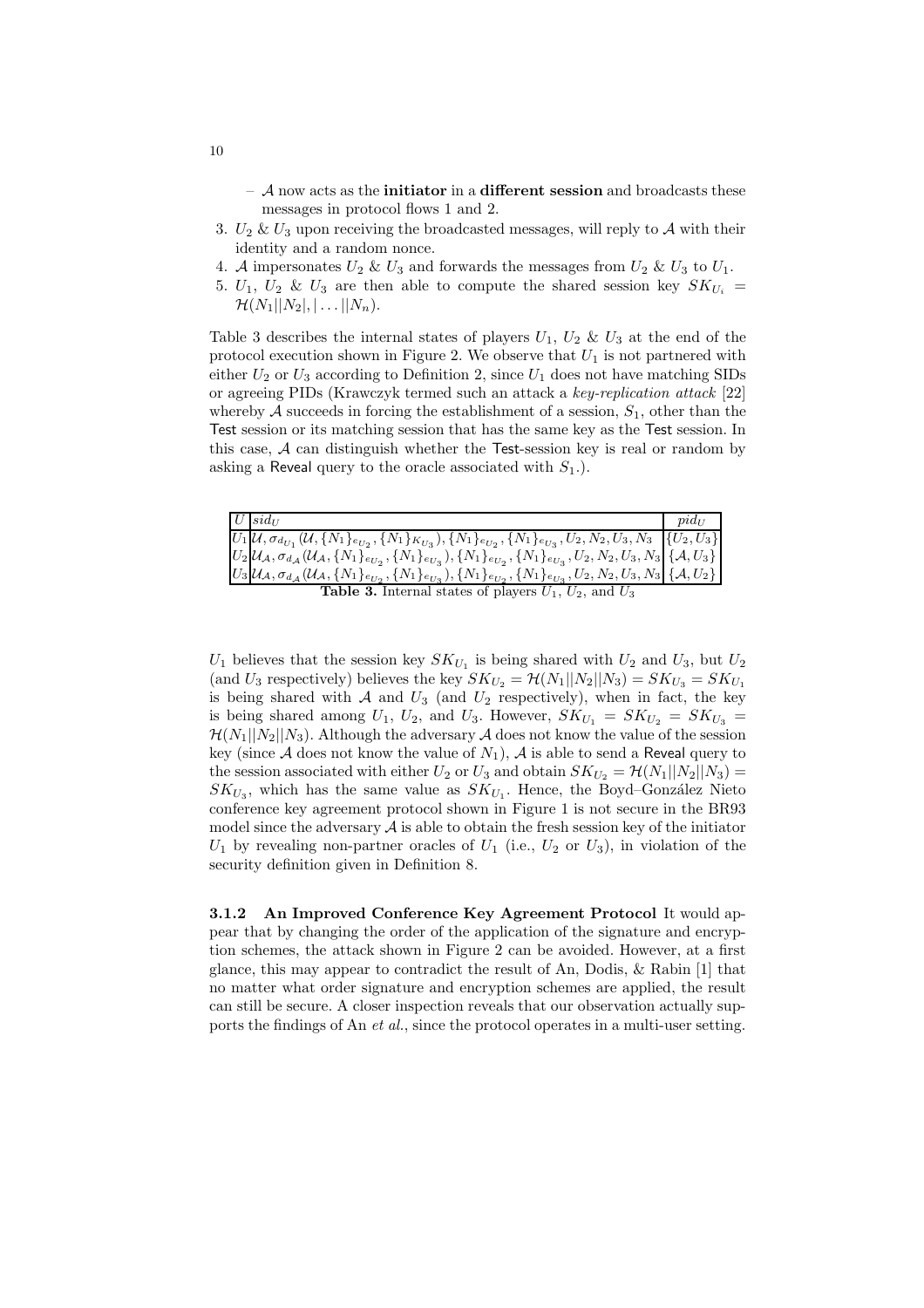- $\mathcal{A}$ now acts as the **initiator** in a **different session** and broadcasts these messages in protocol flows 1 and 2.
3. $U_2$ & $U_3$ upon receiving the broadcasted messages, will reply to $\mathcal{A}$ with their identity and a random nonce.
4. $\mathcal{A}$ impersonates $U_2$ & $U_3$ and forwards the messages from $U_2$ & $U_3$ to $U_1$.
5. $U_1$, $U_2$ & $U_3$ are then able to compute the shared session key $SK_{U_i} = \mathcal{H}(N_1||N_2|,|\ldots||N_n)$.

Table 3 describes the internal states of players $U_1$, $U_2$ & $U_3$ at the end of the protocol execution shown in Figure 2. We observe that $U_1$ is not partnered with either $U_2$ or $U_3$ according to Definition 2, since $U_1$ does not have matching SIDs or agreeing PIDs (Krawczyk termed such an attack a *key-replication attack* [22] whereby $\mathcal{A}$ succeeds in forcing the establishment of a session, $S_1$, other than the Test session or its matching session that has the same key as the Test session. In this case, $\mathcal{A}$ can distinguish whether the Test-session key is real or random by asking a Reveal query to the oracle associated with $S_1$.).

| $U$ | $sid_U$ | $pid_U$ |
|---|---|---|
| $U_1$ | $\mathcal{U}, \sigma_{d_{U_1}}(\mathcal{U}, \{N_1\}_{e_{U_2}}, \{N_1\}_{K_{U_3}}), \{N_1\}_{e_{U_2}}, \{N_1\}_{e_{U_3}}, U_2, N_2, U_3, N_3$ | $\{U_2, U_3\}$ |
| $U_2$ | $\mathcal{U}_\mathcal{A}, \sigma_{d_\mathcal{A}}(\mathcal{U}_\mathcal{A}, \{N_1\}_{e_{U_2}}, \{N_1\}_{e_{U_3}}), \{N_1\}_{e_{U_2}}, \{N_1\}_{e_{U_3}}, U_2, N_2, U_3, N_3$ | $\{\mathcal{A}, U_3\}$ |
| $U_3$ | $\mathcal{U}_\mathcal{A}, \sigma_{d_\mathcal{A}}(\mathcal{U}_\mathcal{A}, \{N_1\}_{e_{U_2}}, \{N_1\}_{e_{U_3}}), \{N_1\}_{e_{U_2}}, \{N_1\}_{e_{U_3}}, U_2, N_2, U_3, N_3$ | $\{\mathcal{A}, U_2\}$ |

**Table 3.** Internal states of players $U_1$, $U_2$, and $U_3$

$U_1$ believes that the session key $SK_{U_1}$ is being shared with $U_2$ and $U_3$, but $U_2$ (and $U_3$ respectively) believes the key $SK_{U_2} = \mathcal{H}(N_1||N_2||N_3) = SK_{U_3} = SK_{U_1}$ is being shared with $\mathcal{A}$ and $U_3$ (and $U_2$ respectively), when in fact, the key is being shared among $U_1$, $U_2$, and $U_3$. However, $SK_{U_1} = SK_{U_2} = SK_{U_3} = \mathcal{H}(N_1||N_2||N_3)$. Although the adversary $\mathcal{A}$ does not know the value of the session key (since $\mathcal{A}$ does not know the value of $N_1$), $\mathcal{A}$ is able to send a Reveal query to the session associated with either $U_2$ or $U_3$ and obtain $SK_{U_2} = \mathcal{H}(N_1||N_2||N_3) = SK_{U_3}$, which has the same value as $SK_{U_1}$. Hence, the Boyd–González Nieto conference key agreement protocol shown in Figure 1 is not secure in the BR93 model since the adversary $\mathcal{A}$ is able to obtain the fresh session key of the initiator $U_1$ by revealing non-partner oracles of $U_1$ (i.e., $U_2$ or $U_3$), in violation of the security definition given in Definition 8.

**3.1.2 An Improved Conference Key Agreement Protocol** It would appear that by changing the order of the application of the signature and encryption schemes, the attack shown in Figure 2 can be avoided. However, at a first glance, this may appear to contradict the result of An, Dodis, & Rabin [1] that no matter what order signature and encryption schemes are applied, the result can still be secure. A closer inspection reveals that our observation actually supports the findings of An *et al.*, since the protocol operates in a multi-user setting.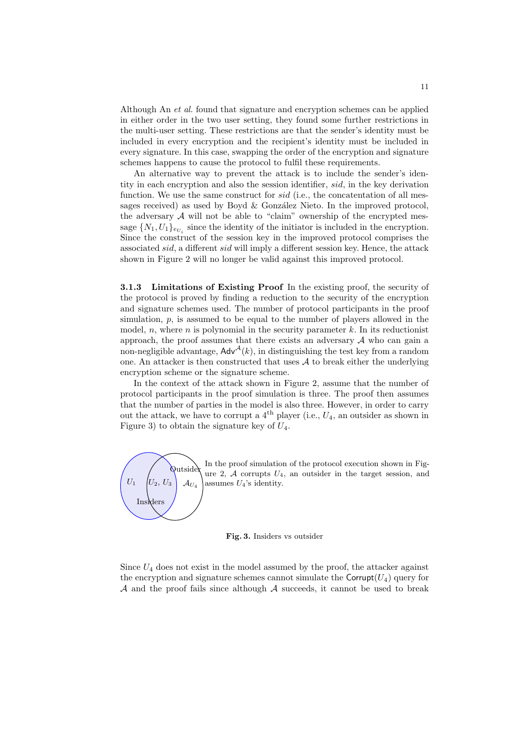Although An *et al.* found that signature and encryption schemes can be applied in either order in the two user setting, they found some further restrictions in the multi-user setting. These restrictions are that the sender's identity must be included in every encryption and the recipient's identity must be included in every signature. In this case, swapping the order of the encryption and signature schemes happens to cause the protocol to fulfil these requirements.

An alternative way to prevent the attack is to include the sender's identity in each encryption and also the session identifier, *sid*, in the key derivation function. We use the same construct for *sid* (i.e., the concatenation of all messages received) as used by Boyd & González Nieto. In the improved protocol, the adversary $\mathcal{A}$ will not be able to "claim" ownership of the encrypted message $\{N_1, U_1\}_{e_{U_1}}$ since the identity of the initiator is included in the encryption. Since the construct of the session key in the improved protocol comprises the associated *sid*, a different *sid* will imply a different session key. Hence, the attack shown in Figure 2 will no longer be valid against this improved protocol.

**3.1.3 Limitations of Existing Proof** In the existing proof, the security of the protocol is proved by finding a reduction to the security of the encryption and signature schemes used. The number of protocol participants in the proof simulation, $p$, is assumed to be equal to the number of players allowed in the model, $n$, where $n$ is polynomial in the security parameter $k$. In its reductionist approach, the proof assumes that there exists an adversary $\mathcal{A}$ who can gain a non-negligible advantage, $\mathsf{Adv}^{\mathcal{A}}(k)$, in distinguishing the test key from a random one. An attacker is then constructed that uses $\mathcal{A}$ to break either the underlying encryption scheme or the signature scheme.

In the context of the attack shown in Figure 2, assume that the number of protocol participants in the proof simulation is three. The proof then assumes that the number of parties in the model is also three. However, in order to carry out the attack, we have to corrupt a 4[th] player (i.e., $U_4$, an outsider as shown in Figure 3) to obtain the signature key of $U_4$.

$U_1$ | $U_2$, $U_3$ | $\mathcal{A}_{U_4}$ | Outsider | Insiders

In the proof simulation of the protocol execution shown in Figure 2, $\mathcal{A}$ corrupts $U_4$, an outsider in the target session, and assumes $U_4$'s identity.

**Fig. 3.** Insiders vs outsider

Since $U_4$ does not exist in the model assumed by the proof, the attacker against the encryption and signature schemes cannot simulate the $\mathsf{Corrupt}(U_4)$ query for $\mathcal{A}$ and the proof fails since although $\mathcal{A}$ succeeds, it cannot be used to break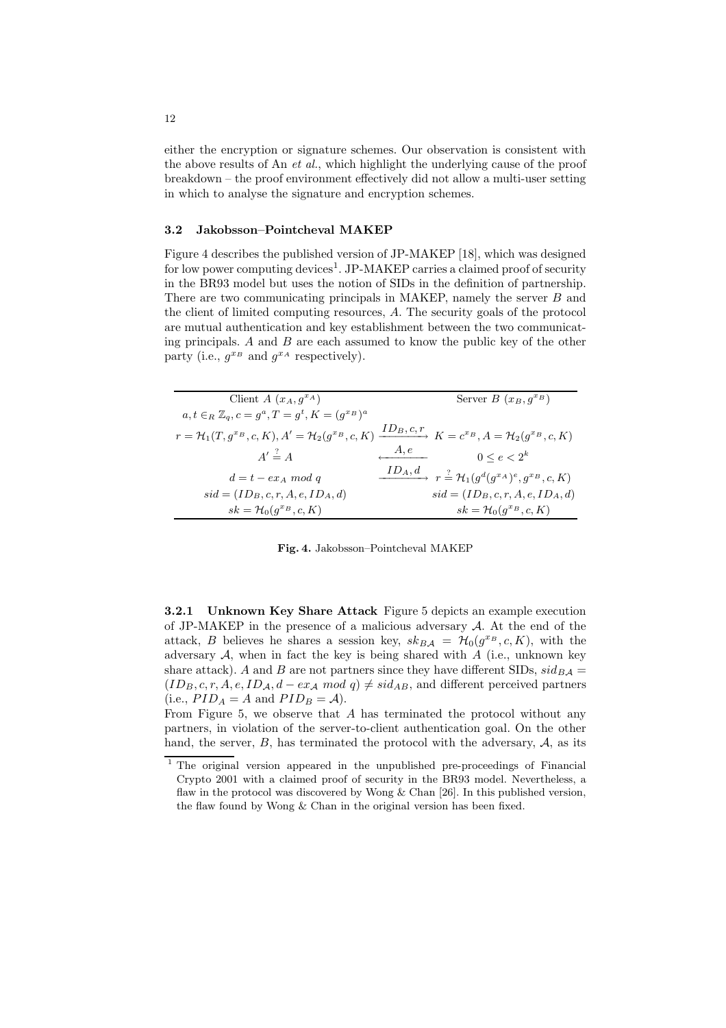either the encryption or signature schemes. Our observation is consistent with the above results of An *et al.*, which highlight the underlying cause of the proof breakdown – the proof environment effectively did not allow a multi-user setting in which to analyse the signature and encryption schemes.

### 3.2 Jakobsson–Pointcheval MAKEP

Figure 4 describes the published version of JP-MAKEP [18], which was designed for low power computing devices[1]. JP-MAKEP carries a claimed proof of security in the BR93 model but uses the notion of SIDs in the definition of partnership. There are two communicating principals in MAKEP, namely the server $B$ and the client of limited computing resources, $A$. The security goals of the protocol are mutual authentication and key establishment between the two communicating principals. $A$ and $B$ are each assumed to know the public key of the other party (i.e., $g^{x_B}$ and $g^{x_A}$ respectively).

| Client $A$ $(x_A, g^{x_A})$ | | Server $B$ $(x_B, g^{x_B})$ |
|---|---|---|
| $a, t \in_R \mathbb{Z}_q, c = g^a, T = g^t, K = (g^{x_B})^a$ | | |
| $r = \mathcal{H}_1(T, g^{x_B}, c, K), A' = \mathcal{H}_2(g^{x_B}, c, K)$ | $\xrightarrow{ID_B, c, r}$ | $K = c^{x_B}, A = \mathcal{H}_2(g^{x_B}, c, K)$ |
| $A' \stackrel{?}{=} A$ | $\xleftarrow{A, e}$ | $0 \leq e < 2^k$ |
| $d = t - ex_A \bmod q$ | $\xrightarrow{ID_A, d}$ | $r \stackrel{?}{=} \mathcal{H}_1(g^d (g^{x_A})^e, g^{x_B}, c, K)$ |
| $sid = (ID_B, c, r, A, e, ID_A, d)$ | | $sid = (ID_B, c, r, A, e, ID_A, d)$ |
| $sk = \mathcal{H}_0(g^{x_B}, c, K)$ | | $sk = \mathcal{H}_0(g^{x_B}, c, K)$ |

**Fig. 4.** Jakobsson–Pointcheval MAKEP

#### 3.2.1 Unknown Key Share Attack

Figure 5 depicts an example execution of JP-MAKEP in the presence of a malicious adversary $\mathcal{A}$. At the end of the attack, $B$ believes he shares a session key, $sk_{B\mathcal{A}} = \mathcal{H}_0(g^{x_B}, c, K)$, with the adversary $\mathcal{A}$, when in fact the key is being shared with $A$ (i.e., unknown key share attack). $A$ and $B$ are not partners since they have different SIDs, $sid_{B\mathcal{A}} = (ID_B, c, r, A, e, ID_{\mathcal{A}}, d - ex_{\mathcal{A}} \bmod q) \neq sid_{AB}$, and different perceived partners (i.e., $PID_A = A$ and $PID_B = \mathcal{A}$).

From Figure 5, we observe that $A$ has terminated the protocol without any partners, in violation of the server-to-client authentication goal. On the other hand, the server, $B$, has terminated the protocol with the adversary, $\mathcal{A}$, as its

[1] The original version appeared in the unpublished pre-proceedings of Financial Crypto 2001 with a claimed proof of security in the BR93 model. Nevertheless, a flaw in the protocol was discovered by Wong & Chan [26]. In this published version, the flaw found by Wong & Chan in the original version has been fixed.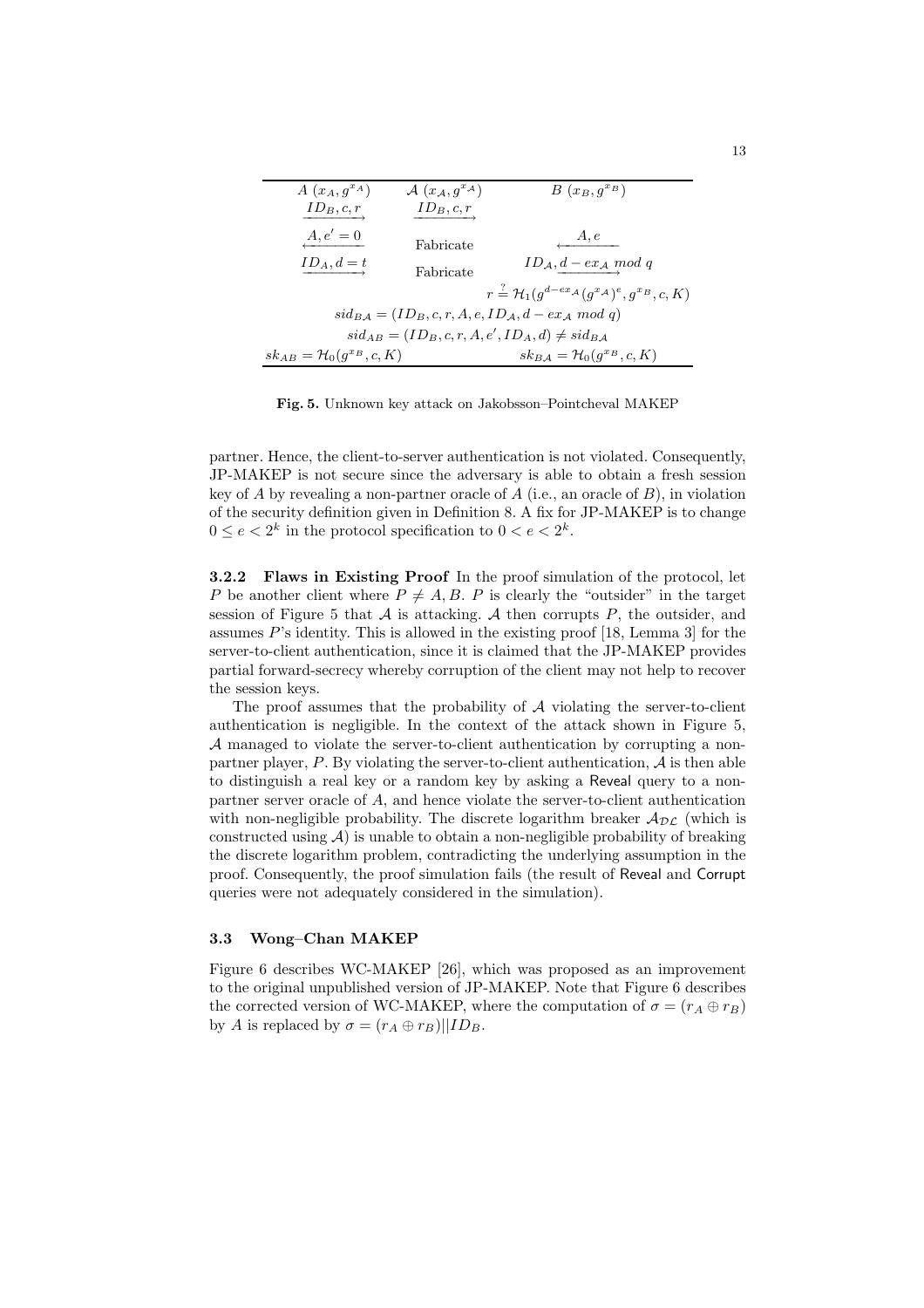| $A\ (x_A, g^{x_A})$ | $\mathcal{A}\ (x_\mathcal{A}, g^{x_\mathcal{A}})$ | $B\ (x_B, g^{x_B})$ |
|---|---|---|
| $\xrightarrow{ID_B, c, r}$ | $\xrightarrow{ID_B, c, r}$ | |
| $\xleftarrow{A, e' = 0}$ | Fabricate | $\xleftarrow{A, e}$ |
| $\xrightarrow{ID_A, d = t}$ | Fabricate | $\xrightarrow{ID_\mathcal{A}, d - ex_\mathcal{A} \bmod q}$ |
| | | $r \stackrel{?}{=} \mathcal{H}_1(g^{d - ex_\mathcal{A}}(g^{x_\mathcal{A}})^e, g^{x_B}, c, K)$ |
| | $sid_{B\mathcal{A}} = (ID_B, c, r, A, e, ID_\mathcal{A}, d - ex_\mathcal{A} \bmod q)$ | |
| | $sid_{AB} = (ID_B, c, r, A, e', ID_A, d) \neq sid_{B\mathcal{A}}$ | |
| $sk_{AB} = \mathcal{H}_0(g^{x_B}, c, K)$ | | $sk_{B\mathcal{A}} = \mathcal{H}_0(g^{x_B}, c, K)$ |

**Fig. 5.** Unknown key attack on Jakobsson–Pointcheval MAKEP

partner. Hence, the client-to-server authentication is not violated. Consequently, JP-MAKEP is not secure since the adversary is able to obtain a fresh session key of $A$ by revealing a non-partner oracle of $A$ (i.e., an oracle of $B$), in violation of the security definition given in Definition 8. A fix for JP-MAKEP is to change $0 \leq e < 2^k$ in the protocol specification to $0 < e < 2^k$.

**3.2.2 Flaws in Existing Proof** In the proof simulation of the protocol, let $P$ be another client where $P \neq A, B$. $P$ is clearly the "outsider" in the target session of Figure 5 that $\mathcal{A}$ is attacking. $\mathcal{A}$ then corrupts $P$, the outsider, and assumes $P$'s identity. This is allowed in the existing proof [18, Lemma 3] for the server-to-client authentication, since it is claimed that the JP-MAKEP provides partial forward-secrecy whereby corruption of the client may not help to recover the session keys.

The proof assumes that the probability of $\mathcal{A}$ violating the server-to-client authentication is negligible. In the context of the attack shown in Figure 5, $\mathcal{A}$ managed to violate the server-to-client authentication by corrupting a non-partner player, $P$. By violating the server-to-client authentication, $\mathcal{A}$ is then able to distinguish a real key or a random key by asking a Reveal query to a non-partner server oracle of $A$, and hence violate the server-to-client authentication with non-negligible probability. The discrete logarithm breaker $\mathcal{A}_{\mathcal{DL}}$ (which is constructed using $\mathcal{A}$) is unable to obtain a non-negligible probability of breaking the discrete logarithm problem, contradicting the underlying assumption in the proof. Consequently, the proof simulation fails (the result of Reveal and Corrupt queries were not adequately considered in the simulation).

### 3.3 Wong–Chan MAKEP

Figure 6 describes WC-MAKEP [26], which was proposed as an improvement to the original unpublished version of JP-MAKEP. Note that Figure 6 describes the corrected version of WC-MAKEP, where the computation of $\sigma = (r_A \oplus r_B)$ by $A$ is replaced by $\sigma = (r_A \oplus r_B)||ID_B$.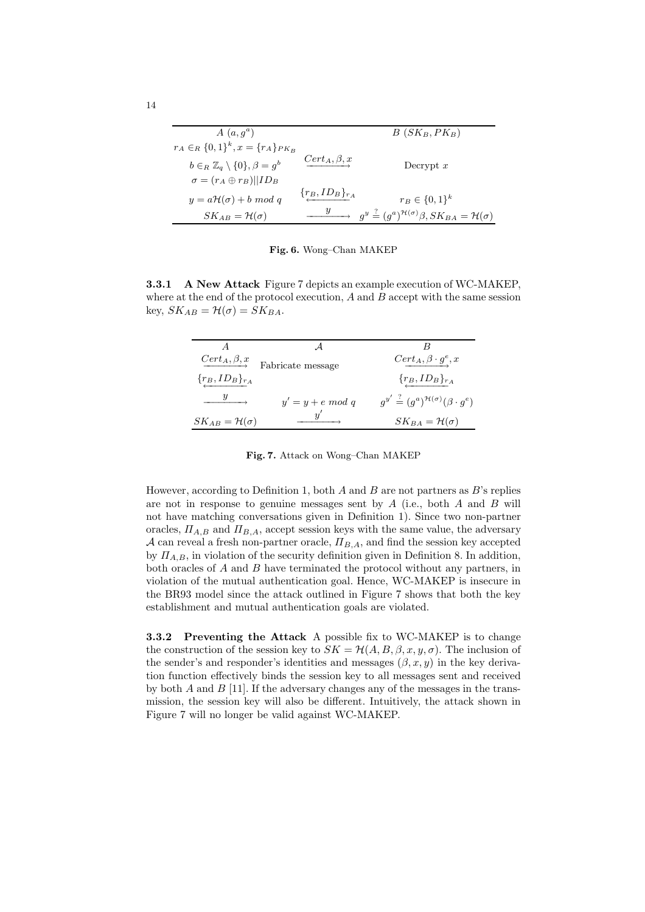| $A\ (a, g^a)$ | | $B\ (SK_B, PK_B)$ |
|---|---|---|
| $r_A \in_R \{0,1\}^k, x = \{r_A\}_{PK_B}$ | | |
| $b \in_R \mathbb{Z}_q \setminus \{0\}, \beta = g^b$ | $\xrightarrow{Cert_A, \beta, x}$ | Decrypt $x$ |
| $\sigma = (r_A \oplus r_B) \| ID_B$ | | |
| $y = a\mathcal{H}(\sigma) + b \bmod q$ | $\xleftarrow{\{r_B, ID_B\}_{r_A}}$ | $r_B \in \{0,1\}^k$ |
| $SK_{AB} = \mathcal{H}(\sigma)$ | $\xrightarrow{y}$ | $g^y \stackrel{?}{=} (g^a)^{\mathcal{H}(\sigma)}\beta, SK_{BA} = \mathcal{H}(\sigma)$ |

**Fig. 6.** Wong–Chan MAKEP

**3.3.1 A New Attack** Figure 7 depicts an example execution of WC-MAKEP, where at the end of the protocol execution, $A$ and $B$ accept with the same session key, $SK_{AB} = \mathcal{H}(\sigma) = SK_{BA}$.

| $A$ | $\mathcal{A}$ | $B$ |
|---|---|---|
| $\xrightarrow{Cert_A, \beta, x}$ | Fabricate message | $\xrightarrow{Cert_A, \beta \cdot g^e, x}$ |
| $\xleftarrow{\{r_B, ID_B\}_{r_A}}$ | | $\xleftarrow{\{r_B, ID_B\}_{r_A}}$ |
| $\xrightarrow{y}$ | $y' = y + e \bmod q$ | $g^{y'} \stackrel{?}{=} (g^a)^{\mathcal{H}(\sigma)}(\beta \cdot g^e)$ |
| $SK_{AB} = \mathcal{H}(\sigma)$ | $\xrightarrow{y'}$ | $SK_{BA} = \mathcal{H}(\sigma)$ |

**Fig. 7.** Attack on Wong–Chan MAKEP

However, according to Definition 1, both $A$ and $B$ are not partners as $B$'s replies are not in response to genuine messages sent by $A$ (i.e., both $A$ and $B$ will not have matching conversations given in Definition 1). Since two non-partner oracles, $\Pi_{A,B}$ and $\Pi_{B,A}$, accept session keys with the same value, the adversary $\mathcal{A}$ can reveal a fresh non-partner oracle, $\Pi_{B,A}$, and find the session key accepted by $\Pi_{A,B}$, in violation of the security definition given in Definition 8. In addition, both oracles of $A$ and $B$ have terminated the protocol without any partners, in violation of the mutual authentication goal. Hence, WC-MAKEP is insecure in the BR93 model since the attack outlined in Figure 7 shows that both the key establishment and mutual authentication goals are violated.

**3.3.2 Preventing the Attack** A possible fix to WC-MAKEP is to change the construction of the session key to $SK = \mathcal{H}(A, B, \beta, x, y, \sigma)$. The inclusion of the sender's and responder's identities and messages $(\beta, x, y)$ in the key derivation function effectively binds the session key to all messages sent and received by both $A$ and $B$ [11]. If the adversary changes any of the messages in the transmission, the session key will also be different. Intuitively, the attack shown in Figure 7 will no longer be valid against WC-MAKEP.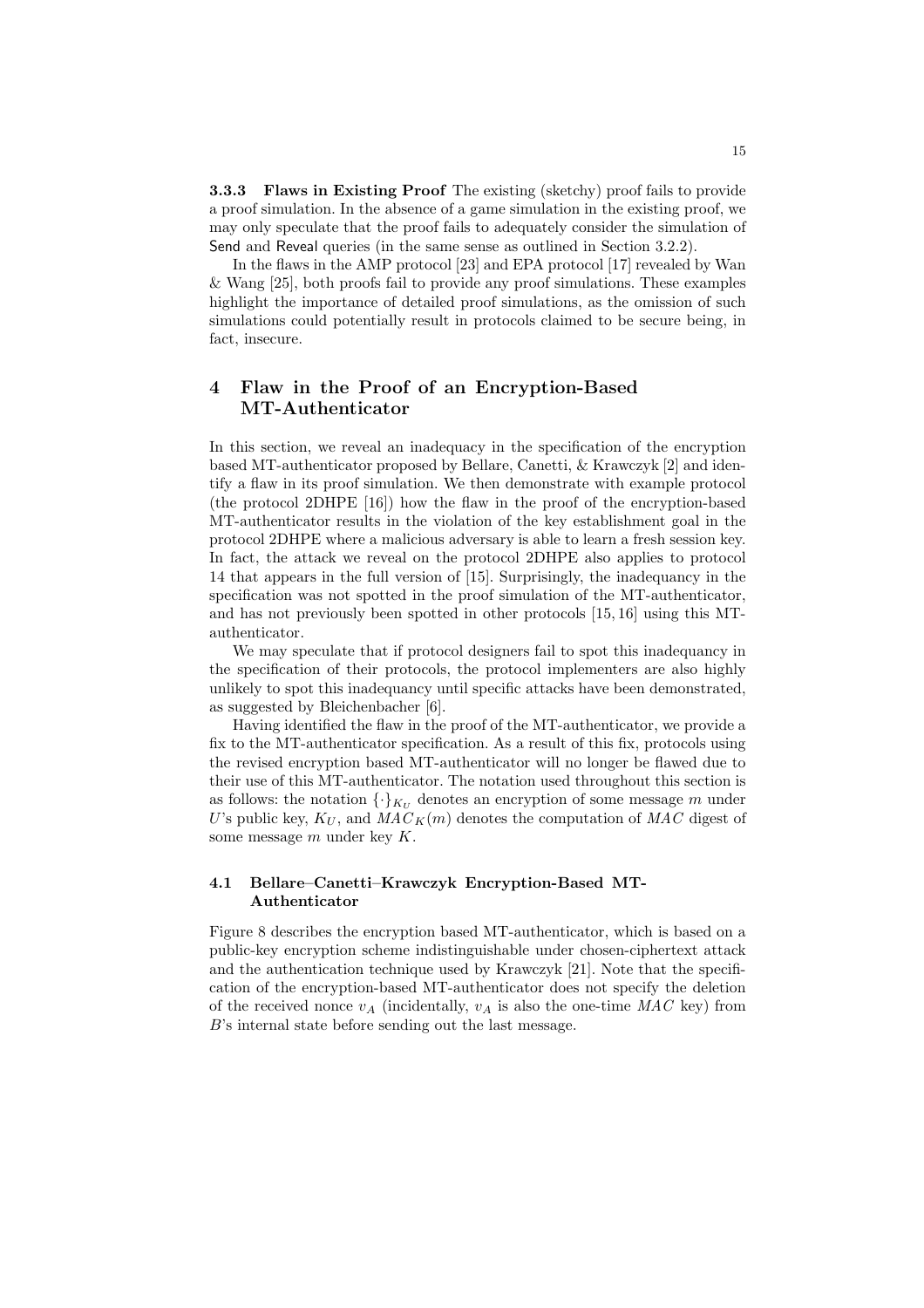**3.3.3 Flaws in Existing Proof** The existing (sketchy) proof fails to provide a proof simulation. In the absence of a game simulation in the existing proof, we may only speculate that the proof fails to adequately consider the simulation of Send and Reveal queries (in the same sense as outlined in Section 3.2.2).

In the flaws in the AMP protocol [23] and EPA protocol [17] revealed by Wan & Wang [25], both proofs fail to provide any proof simulations. These examples highlight the importance of detailed proof simulations, as the omission of such simulations could potentially result in protocols claimed to be secure being, in fact, insecure.

## 4 Flaw in the Proof of an Encryption-Based MT-Authenticator

In this section, we reveal an inadequacy in the specification of the encryption based MT-authenticator proposed by Bellare, Canetti, & Krawczyk [2] and identify a flaw in its proof simulation. We then demonstrate with example protocol (the protocol 2DHPE [16]) how the flaw in the proof of the encryption-based MT-authenticator results in the violation of the key establishment goal in the protocol 2DHPE where a malicious adversary is able to learn a fresh session key. In fact, the attack we reveal on the protocol 2DHPE also applies to protocol 14 that appears in the full version of [15]. Surprisingly, the inadequancy in the specification was not spotted in the proof simulation of the MT-authenticator, and has not previously been spotted in other protocols [15, 16] using this MT-authenticator.

We may speculate that if protocol designers fail to spot this inadequancy in the specification of their protocols, the protocol implementers are also highly unlikely to spot this inadequancy until specific attacks have been demonstrated, as suggested by Bleichenbacher [6].

Having identified the flaw in the proof of the MT-authenticator, we provide a fix to the MT-authenticator specification. As a result of this fix, protocols using the revised encryption based MT-authenticator will no longer be flawed due to their use of this MT-authenticator. The notation used throughout this section is as follows: the notation $\{\cdot\}_{K_U}$ denotes an encryption of some message $m$ under $U$'s public key, $K_U$, and $MAC_K(m)$ denotes the computation of $MAC$ digest of some message $m$ under key $K$.

### 4.1 Bellare–Canetti–Krawczyk Encryption-Based MT-Authenticator

Figure 8 describes the encryption based MT-authenticator, which is based on a public-key encryption scheme indistinguishable under chosen-ciphertext attack and the authentication technique used by Krawczyk [21]. Note that the specification of the encryption-based MT-authenticator does not specify the deletion of the received nonce $v_A$ (incidentally, $v_A$ is also the one-time $MAC$ key) from $B$'s internal state before sending out the last message.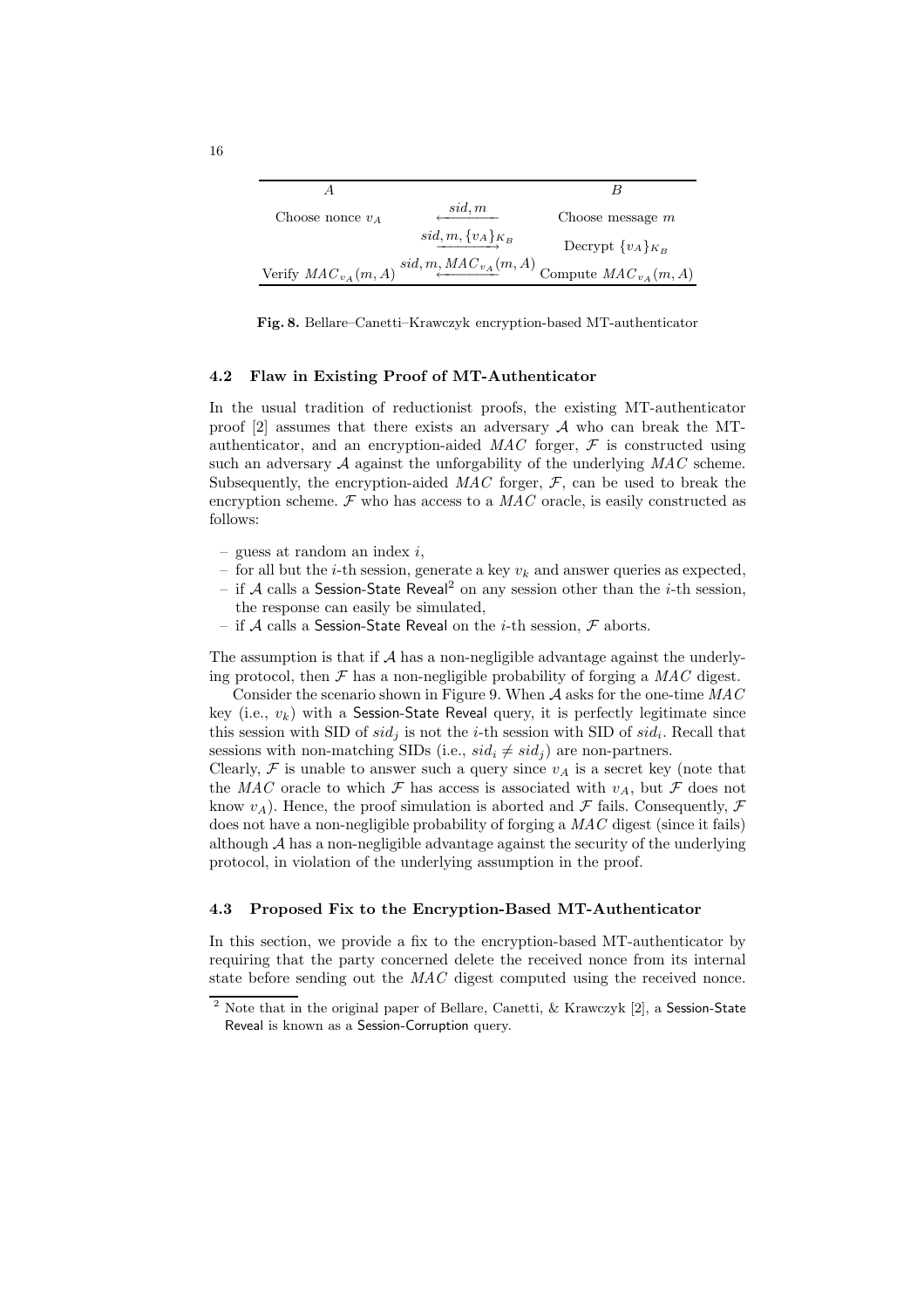| $A$ | | $B$ |
| --- | --- | --- |
| Choose nonce $v_A$ | $\xleftarrow{sid, m}$ | Choose message $m$ |
| | $\xrightarrow{sid, m, \{v_A\}_{K_B}}$ | Decrypt $\{v_A\}_{K_B}$ |
| Verify $MAC_{v_A}(m, A)$ | $\xleftarrow{sid, m, MAC_{v_A}(m, A)}$ | Compute $MAC_{v_A}(m, A)$ |

**Fig. 8.** Bellare–Canetti–Krawczyk encryption-based MT-authenticator

### 4.2 Flaw in Existing Proof of MT-Authenticator

In the usual tradition of reductionist proofs, the existing MT-authenticator proof [2] assumes that there exists an adversary $\mathcal{A}$ who can break the MT-authenticator, and an encryption-aided $MAC$ forger, $\mathcal{F}$ is constructed using such an adversary $\mathcal{A}$ against the unforgability of the underlying $MAC$ scheme. Subsequently, the encryption-aided $MAC$ forger, $\mathcal{F}$, can be used to break the encryption scheme. $\mathcal{F}$ who has access to a $MAC$ oracle, is easily constructed as follows:

- guess at random an index $i$,
- for all but the $i$-th session, generate a key $v_k$ and answer queries as expected,
- if $\mathcal{A}$ calls a Session-State Reveal[2] on any session other than the $i$-th session, the response can easily be simulated,
- if $\mathcal{A}$ calls a Session-State Reveal on the $i$-th session, $\mathcal{F}$ aborts.

The assumption is that if $\mathcal{A}$ has a non-negligible advantage against the underlying protocol, then $\mathcal{F}$ has a non-negligible probability of forging a $MAC$ digest.

Consider the scenario shown in Figure 9. When $\mathcal{A}$ asks for the one-time $MAC$ key (i.e., $v_k$) with a Session-State Reveal query, it is perfectly legitimate since this session with SID of $sid_j$ is not the $i$-th session with SID of $sid_i$. Recall that sessions with non-matching SIDs (i.e., $sid_i \neq sid_j$) are non-partners.
Clearly, $\mathcal{F}$ is unable to answer such a query since $v_A$ is a secret key (note that the $MAC$ oracle to which $\mathcal{F}$ has access is associated with $v_A$, but $\mathcal{F}$ does not know $v_A$). Hence, the proof simulation is aborted and $\mathcal{F}$ fails. Consequently, $\mathcal{F}$ does not have a non-negligible probability of forging a $MAC$ digest (since it fails) although $\mathcal{A}$ has a non-negligible advantage against the security of the underlying protocol, in violation of the underlying assumption in the proof.

### 4.3 Proposed Fix to the Encryption-Based MT-Authenticator

In this section, we provide a fix to the encryption-based MT-authenticator by requiring that the party concerned delete the received nonce from its internal state before sending out the $MAC$ digest computed using the received nonce.

[2] Note that in the original paper of Bellare, Canetti, & Krawczyk [2], a Session-State Reveal is known as a Session-Corruption query.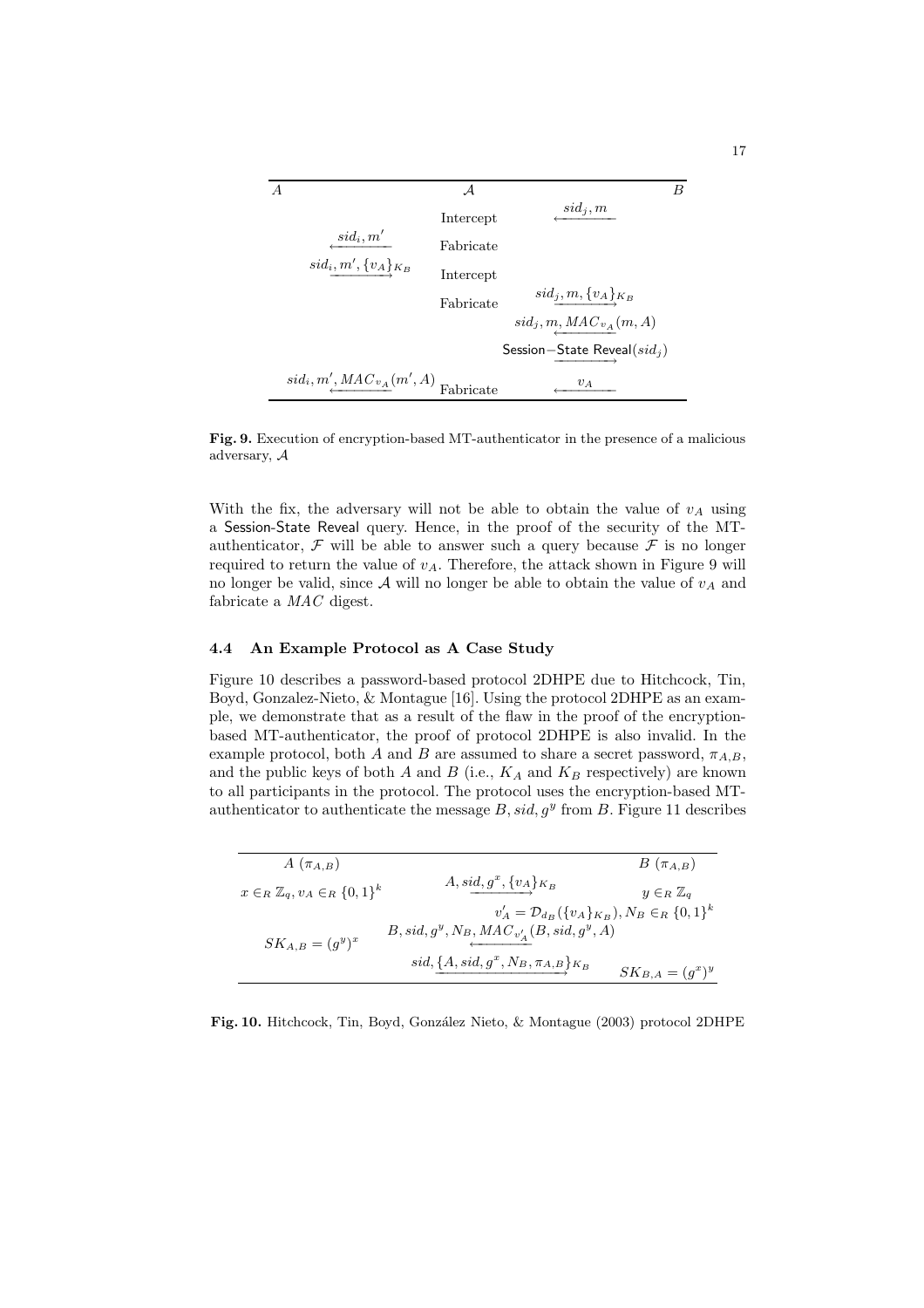| $A$ | $\mathcal{A}$ | $B$ |
|---|---|---|
| | Intercept | $\xleftarrow{sid_j, m}$ |
| $\xleftarrow{sid_i, m'}$ | Fabricate | |
| $\xrightarrow{sid_i, m', \{v_A\}_{K_B}}$ | Intercept | |
| | Fabricate | $\xrightarrow{sid_j, m, \{v_A\}_{K_B}}$ |
| | | $\xleftarrow{sid_j, m, MAC_{v_A}(m, A)}$ |
| | | $\xrightarrow{\text{Session-State Reveal}(sid_j)}$ |
| $\xleftarrow{sid_i, m', MAC_{v_A}(m', A)}$ | Fabricate | $\xleftarrow{v_A}$ |

**Fig. 9.** Execution of encryption-based MT-authenticator in the presence of a malicious adversary, $\mathcal{A}$

With the fix, the adversary will not be able to obtain the value of $v_A$ using a Session-State Reveal query. Hence, in the proof of the security of the MT-authenticator, $\mathcal{F}$ will be able to answer such a query because $\mathcal{F}$ is no longer required to return the value of $v_A$. Therefore, the attack shown in Figure 9 will no longer be valid, since $\mathcal{A}$ will no longer be able to obtain the value of $v_A$ and fabricate a $MAC$ digest.

### 4.4 An Example Protocol as A Case Study

Figure 10 describes a password-based protocol 2DHPE due to Hitchcock, Tin, Boyd, Gonzalez-Nieto, & Montague [16]. Using the protocol 2DHPE as an example, we demonstrate that as a result of the flaw in the proof of the encryption-based MT-authenticator, the proof of protocol 2DHPE is also invalid. In the example protocol, both $A$ and $B$ are assumed to share a secret password, $\pi_{A,B}$, and the public keys of both $A$ and $B$ (i.e., $K_A$ and $K_B$ respectively) are known to all participants in the protocol. The protocol uses the encryption-based MT-authenticator to authenticate the message $B, sid, g^y$ from $B$. Figure 11 describes

| $A$ ($\pi_{A,B}$) | | $B$ ($\pi_{A,B}$) |
|---|---|---|
| $x \in_R \mathbb{Z}_q, v_A \in_R \{0,1\}^k$ | $\xrightarrow{A, sid, g^x, \{v_A\}_{K_B}}$ | $y \in_R \mathbb{Z}_q$ |
| | $v'_A = \mathcal{D}_{d_B}(\{v_A\}_{K_B}), N_B \in_R \{0,1\}^k$ | |
| $SK_{A,B} = (g^y)^x$ | $\xleftarrow{B, sid, g^y, N_B, MAC_{v'_A}(B, sid, g^y, A)}$ | |
| | $\xrightarrow{sid, \{A, sid, g^x, N_B, \pi_{A,B}\}_{K_B}}$ | $SK_{B,A} = (g^x)^y$ |

**Fig. 10.** Hitchcock, Tin, Boyd, González Nieto, & Montague (2003) protocol 2DHPE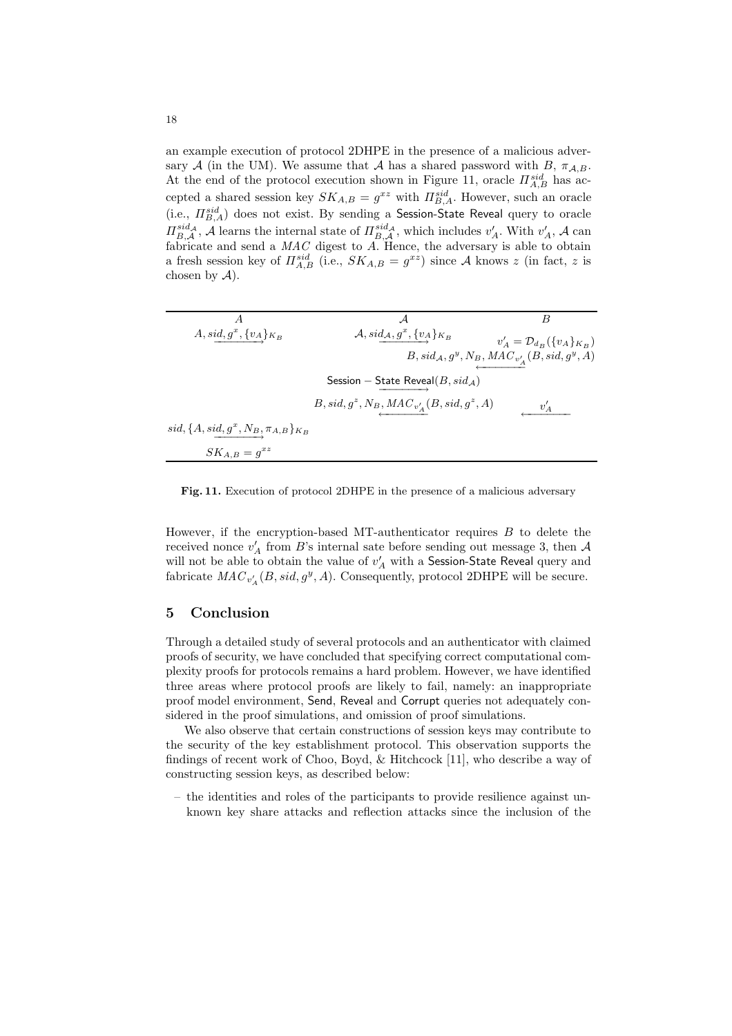an example execution of protocol 2DHPE in the presence of a malicious adversary $\mathcal{A}$ (in the UM). We assume that $\mathcal{A}$ has a shared password with $B$, $\pi_{\mathcal{A},B}$. At the end of the protocol execution shown in Figure 11, oracle $\Pi^{sid}_{A,B}$ has accepted a shared session key $SK_{A,B} = g^{xz}$ with $\Pi^{sid}_{B,A}$. However, such an oracle (i.e., $\Pi^{sid}_{B,A}$) does not exist. By sending a Session-State Reveal query to oracle $\Pi^{sid_{\mathcal{A}}}_{B,\mathcal{A}}$, $\mathcal{A}$ learns the internal state of $\Pi^{sid_{\mathcal{A}}}_{B,\mathcal{A}}$, which includes $v'_A$. With $v'_A$, $\mathcal{A}$ can fabricate and send a $MAC$ digest to $A$. Hence, the adversary is able to obtain a fresh session key of $\Pi^{sid}_{A,B}$ (i.e., $SK_{A,B} = g^{xz}$) since $\mathcal{A}$ knows $z$ (in fact, $z$ is chosen by $\mathcal{A}$).

| $A$ | $\mathcal{A}$ | $B$ |
|---|---|---|
| $A, sid, g^x, \{v_A\}_{K_B}$ $\longrightarrow$ | $\mathcal{A}, sid_{\mathcal{A}}, g^x, \{v_A\}_{K_B}$ $\longrightarrow$ | $v'_A = \mathcal{D}_{d_B}(\{v_A\}_{K_B})$ |
| | | $\longleftarrow$ $B, sid_{\mathcal{A}}, g^y, N_B, MAC_{v'_A}(B, sid, g^y, A)$ |
| | $\mathsf{Session-State\ Reveal}(B, sid_{\mathcal{A}})$ $\longrightarrow$ | |
| | $\longleftarrow$ $B, sid, g^z, N_B, MAC_{v'_A}(B, sid, g^z, A)$ | $\longleftarrow$ $v'_A$ |
| $sid, \{A, sid, g^x, N_B, \pi_{A,B}\}_{K_B}$ $\longrightarrow$ | | |
| $SK_{A,B} = g^{xz}$ | | |

**Fig. 11.** Execution of protocol 2DHPE in the presence of a malicious adversary

However, if the encryption-based MT-authenticator requires $B$ to delete the received nonce $v'_A$ from $B$'s internal sate before sending out message 3, then $\mathcal{A}$ will not be able to obtain the value of $v'_A$ with a Session-State Reveal query and fabricate $MAC_{v'_A}(B, sid, g^y, A)$. Consequently, protocol 2DHPE will be secure.

## 5 Conclusion

Through a detailed study of several protocols and an authenticator with claimed proofs of security, we have concluded that specifying correct computational complexity proofs for protocols remains a hard problem. However, we have identified three areas where protocol proofs are likely to fail, namely: an inappropriate proof model environment, Send, Reveal and Corrupt queries not adequately considered in the proof simulations, and omission of proof simulations.

We also observe that certain constructions of session keys may contribute to the security of the key establishment protocol. This observation supports the findings of recent work of Choo, Boyd, & Hitchcock [11], who describe a way of constructing session keys, as described below:

- the identities and roles of the participants to provide resilience against unknown key share attacks and reflection attacks since the inclusion of the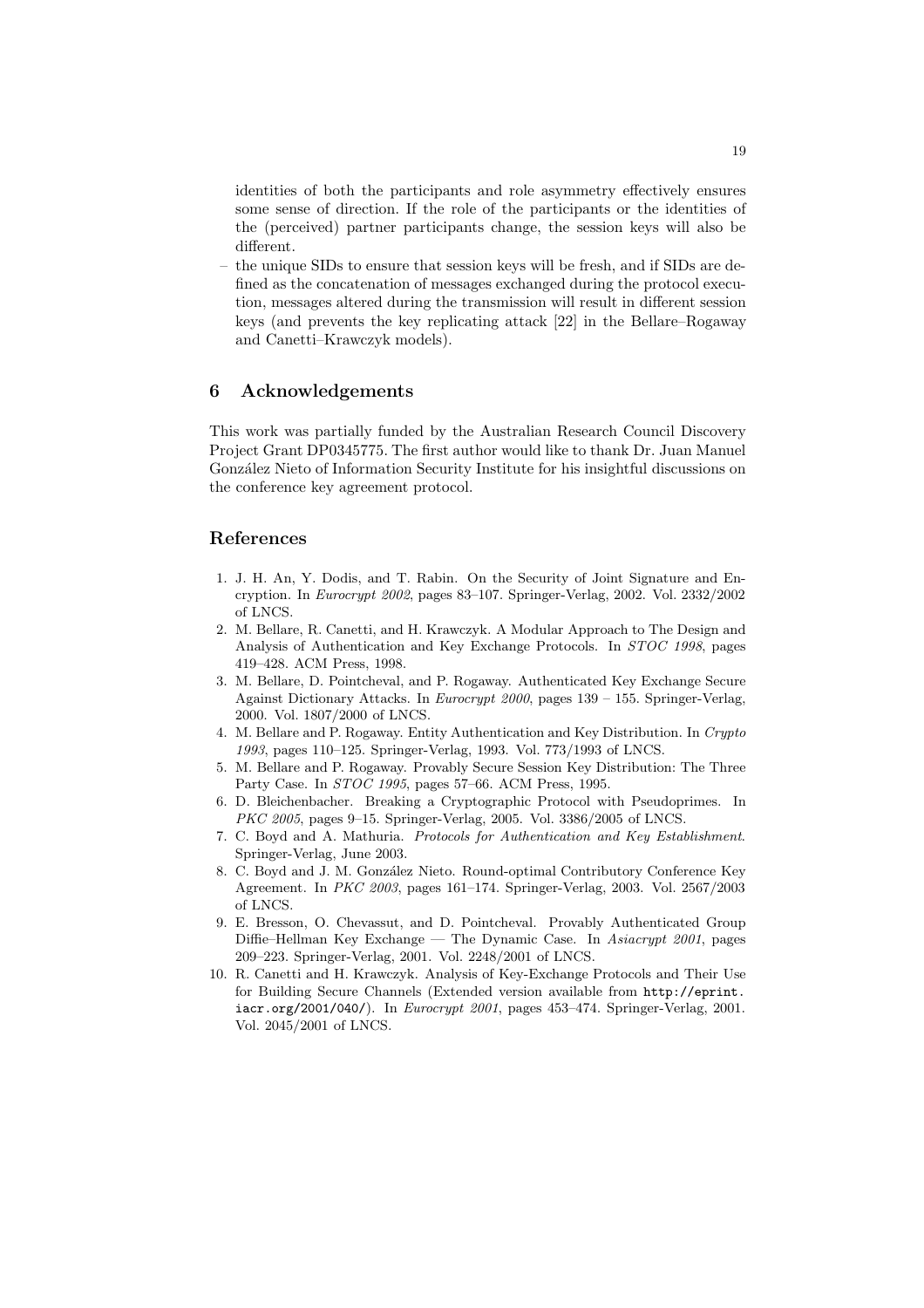identities of both the participants and role asymmetry effectively ensures some sense of direction. If the role of the participants or the identities of the (perceived) partner participants change, the session keys will also be different.

– the unique SIDs to ensure that session keys will be fresh, and if SIDs are defined as the concatenation of messages exchanged during the protocol execution, messages altered during the transmission will result in different session keys (and prevents the key replicating attack [22] in the Bellare–Rogaway and Canetti–Krawczyk models).

## 6 Acknowledgements

This work was partially funded by the Australian Research Council Discovery Project Grant DP0345775. The first author would like to thank Dr. Juan Manuel González Nieto of Information Security Institute for his insightful discussions on the conference key agreement protocol.

## References

1. J. H. An, Y. Dodis, and T. Rabin. On the Security of Joint Signature and Encryption. In *Eurocrypt 2002*, pages 83–107. Springer-Verlag, 2002. Vol. 2332/2002 of LNCS.
2. M. Bellare, R. Canetti, and H. Krawczyk. A Modular Approach to The Design and Analysis of Authentication and Key Exchange Protocols. In *STOC 1998*, pages 419–428. ACM Press, 1998.
3. M. Bellare, D. Pointcheval, and P. Rogaway. Authenticated Key Exchange Secure Against Dictionary Attacks. In *Eurocrypt 2000*, pages 139 – 155. Springer-Verlag, 2000. Vol. 1807/2000 of LNCS.
4. M. Bellare and P. Rogaway. Entity Authentication and Key Distribution. In *Crypto 1993*, pages 110–125. Springer-Verlag, 1993. Vol. 773/1993 of LNCS.
5. M. Bellare and P. Rogaway. Provably Secure Session Key Distribution: The Three Party Case. In *STOC 1995*, pages 57–66. ACM Press, 1995.
6. D. Bleichenbacher. Breaking a Cryptographic Protocol with Pseudoprimes. In *PKC 2005*, pages 9–15. Springer-Verlag, 2005. Vol. 3386/2005 of LNCS.
7. C. Boyd and A. Mathuria. *Protocols for Authentication and Key Establishment*. Springer-Verlag, June 2003.
8. C. Boyd and J. M. González Nieto. Round-optimal Contributory Conference Key Agreement. In *PKC 2003*, pages 161–174. Springer-Verlag, 2003. Vol. 2567/2003 of LNCS.
9. E. Bresson, O. Chevassut, and D. Pointcheval. Provably Authenticated Group Diffie–Hellman Key Exchange — The Dynamic Case. In *Asiacrypt 2001*, pages 209–223. Springer-Verlag, 2001. Vol. 2248/2001 of LNCS.
10. R. Canetti and H. Krawczyk. Analysis of Key-Exchange Protocols and Their Use for Building Secure Channels (Extended version available from `http://eprint.iacr.org/2001/040/`). In *Eurocrypt 2001*, pages 453–474. Springer-Verlag, 2001. Vol. 2045/2001 of LNCS.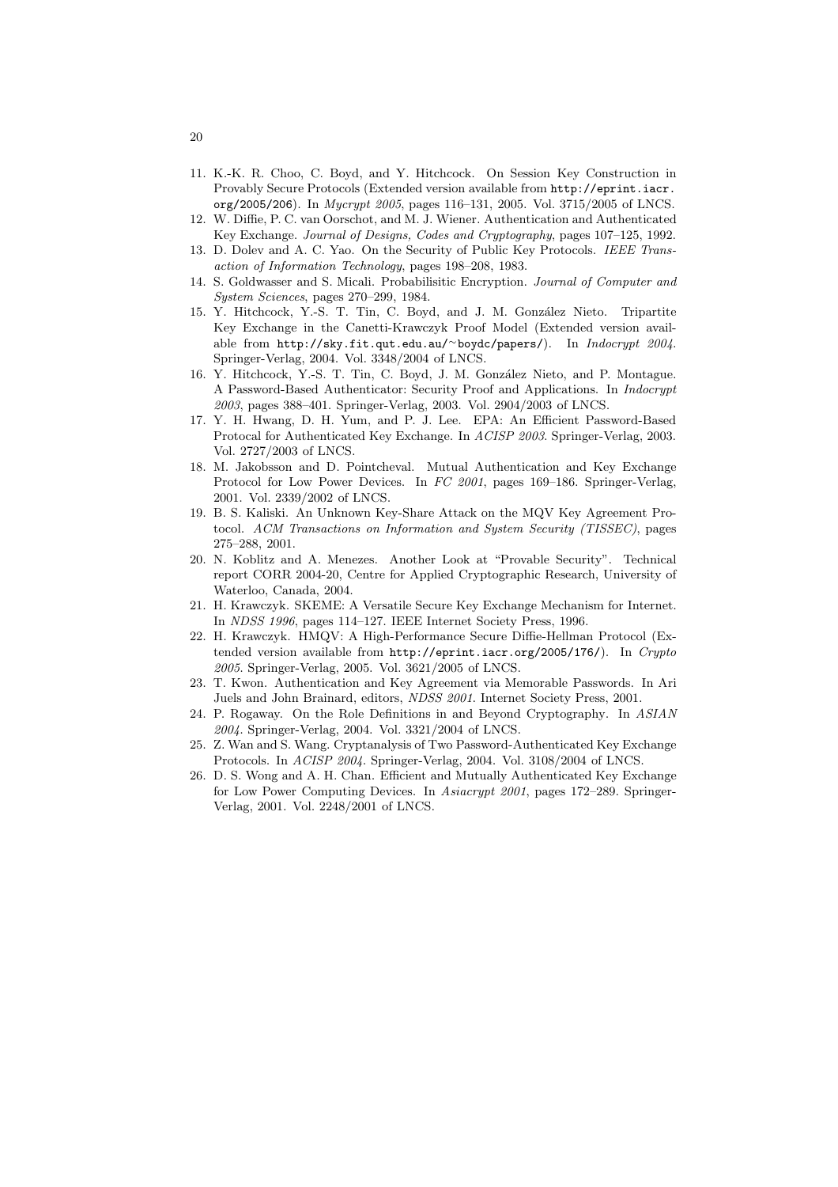11. K.-K. R. Choo, C. Boyd, and Y. Hitchcock. On Session Key Construction in Provably Secure Protocols (Extended version available from `http://eprint.iacr.org/2005/206`). In *Mycrypt 2005*, pages 116–131, 2005. Vol. 3715/2005 of LNCS.
12. W. Diffie, P. C. van Oorschot, and M. J. Wiener. Authentication and Authenticated Key Exchange. *Journal of Designs, Codes and Cryptography*, pages 107–125, 1992.
13. D. Dolev and A. C. Yao. On the Security of Public Key Protocols. *IEEE Transaction of Information Technology*, pages 198–208, 1983.
14. S. Goldwasser and S. Micali. Probabilisitic Encryption. *Journal of Computer and System Sciences*, pages 270–299, 1984.
15. Y. Hitchcock, Y.-S. T. Tin, C. Boyd, and J. M. González Nieto. Tripartite Key Exchange in the Canetti-Krawczyk Proof Model (Extended version available from `http://sky.fit.qut.edu.au/~boydc/papers/`). In *Indocrypt 2004*. Springer-Verlag, 2004. Vol. 3348/2004 of LNCS.
16. Y. Hitchcock, Y.-S. T. Tin, C. Boyd, J. M. González Nieto, and P. Montague. A Password-Based Authenticator: Security Proof and Applications. In *Indocrypt 2003*, pages 388–401. Springer-Verlag, 2003. Vol. 2904/2003 of LNCS.
17. Y. H. Hwang, D. H. Yum, and P. J. Lee. EPA: An Efficient Password-Based Protocal for Authenticated Key Exchange. In *ACISP 2003*. Springer-Verlag, 2003. Vol. 2727/2003 of LNCS.
18. M. Jakobsson and D. Pointcheval. Mutual Authentication and Key Exchange Protocol for Low Power Devices. In *FC 2001*, pages 169–186. Springer-Verlag, 2001. Vol. 2339/2002 of LNCS.
19. B. S. Kaliski. An Unknown Key-Share Attack on the MQV Key Agreement Protocol. *ACM Transactions on Information and System Security (TISSEC)*, pages 275–288, 2001.
20. N. Koblitz and A. Menezes. Another Look at "Provable Security". Technical report CORR 2004-20, Centre for Applied Cryptographic Research, University of Waterloo, Canada, 2004.
21. H. Krawczyk. SKEME: A Versatile Secure Key Exchange Mechanism for Internet. In *NDSS 1996*, pages 114–127. IEEE Internet Society Press, 1996.
22. H. Krawczyk. HMQV: A High-Performance Secure Diffie-Hellman Protocol (Extended version available from `http://eprint.iacr.org/2005/176/`). In *Crypto 2005*. Springer-Verlag, 2005. Vol. 3621/2005 of LNCS.
23. T. Kwon. Authentication and Key Agreement via Memorable Passwords. In Ari Juels and John Brainard, editors, *NDSS 2001*. Internet Society Press, 2001.
24. P. Rogaway. On the Role Definitions in and Beyond Cryptography. In *ASIAN 2004*. Springer-Verlag, 2004. Vol. 3321/2004 of LNCS.
25. Z. Wan and S. Wang. Cryptanalysis of Two Password-Authenticated Key Exchange Protocols. In *ACISP 2004*. Springer-Verlag, 2004. Vol. 3108/2004 of LNCS.
26. D. S. Wong and A. H. Chan. Efficient and Mutually Authenticated Key Exchange for Low Power Computing Devices. In *Asiacrypt 2001*, pages 172–289. Springer-Verlag, 2001. Vol. 2248/2001 of LNCS.